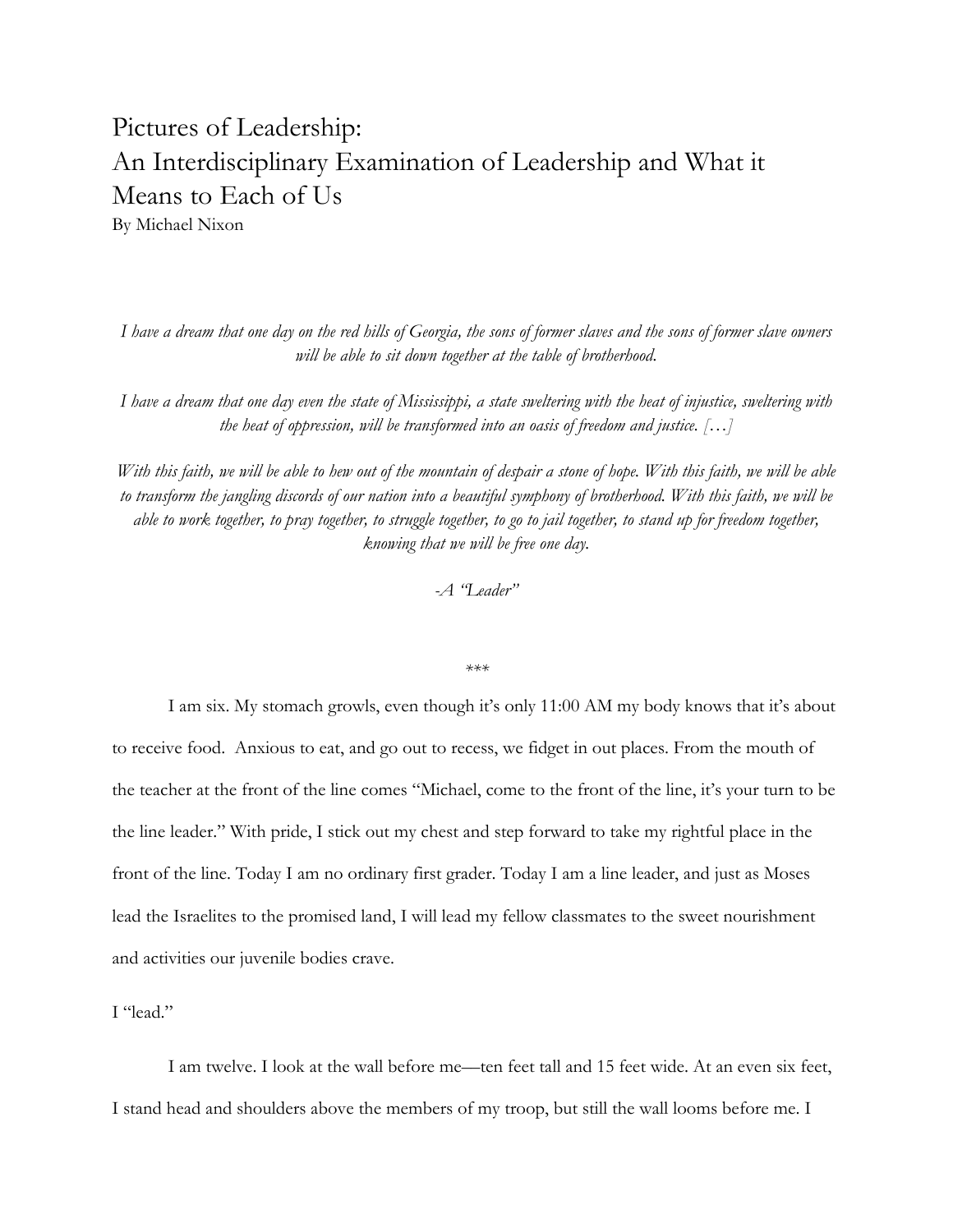# Pictures of Leadership:
# An Interdisciplinary Examination of Leadership and What it Means to Each of Us

By Michael Nixon

*I have a dream that one day on the red hills of Georgia, the sons of former slaves and the sons of former slave owners will be able to sit down together at the table of brotherhood.*

*I have a dream that one day even the state of Mississippi, a state sweltering with the heat of injustice, sweltering with the heat of oppression, will be transformed into an oasis of freedom and justice. […]*

*With this faith, we will be able to hew out of the mountain of despair a stone of hope. With this faith, we will be able to transform the jangling discords of our nation into a beautiful symphony of brotherhood. With this faith, we will be able to work together, to pray together, to struggle together, to go to jail together, to stand up for freedom together, knowing that we will be free one day.*

*-A "Leader"*

\*\*\*

I am six. My stomach growls, even though it's only 11:00 AM my body knows that it's about to receive food. Anxious to eat, and go out to recess, we fidget in out places. From the mouth of the teacher at the front of the line comes "Michael, come to the front of the line, it's your turn to be the line leader." With pride, I stick out my chest and step forward to take my rightful place in the front of the line. Today I am no ordinary first grader. Today I am a line leader, and just as Moses lead the Israelites to the promised land, I will lead my fellow classmates to the sweet nourishment and activities our juvenile bodies crave.

I "lead."

I am twelve. I look at the wall before me—ten feet tall and 15 feet wide. At an even six feet, I stand head and shoulders above the members of my troop, but still the wall looms before me. I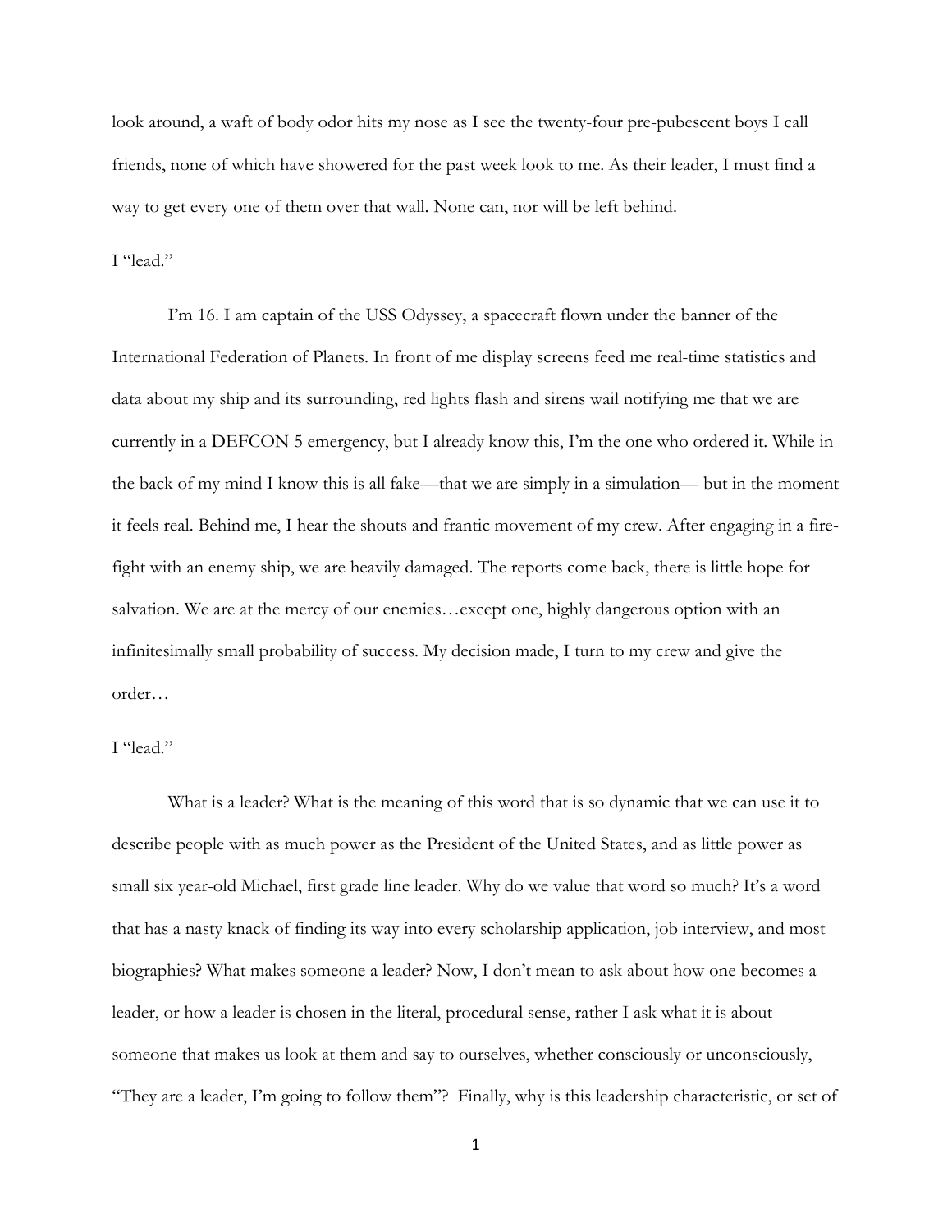look around, a waft of body odor hits my nose as I see the twenty-four pre-pubescent boys I call friends, none of which have showered for the past week look to me. As their leader, I must find a way to get every one of them over that wall. None can, nor will be left behind.

I "lead."

I'm 16. I am captain of the USS Odyssey, a spacecraft flown under the banner of the International Federation of Planets. In front of me display screens feed me real-time statistics and data about my ship and its surrounding, red lights flash and sirens wail notifying me that we are currently in a DEFCON 5 emergency, but I already know this, I'm the one who ordered it. While in the back of my mind I know this is all fake—that we are simply in a simulation— but in the moment it feels real. Behind me, I hear the shouts and frantic movement of my crew. After engaging in a fire-fight with an enemy ship, we are heavily damaged. The reports come back, there is little hope for salvation. We are at the mercy of our enemies…except one, highly dangerous option with an infinitesimally small probability of success. My decision made, I turn to my crew and give the order…

I "lead."

What is a leader? What is the meaning of this word that is so dynamic that we can use it to describe people with as much power as the President of the United States, and as little power as small six year-old Michael, first grade line leader. Why do we value that word so much? It's a word that has a nasty knack of finding its way into every scholarship application, job interview, and most biographies? What makes someone a leader? Now, I don't mean to ask about how one becomes a leader, or how a leader is chosen in the literal, procedural sense, rather I ask what it is about someone that makes us look at them and say to ourselves, whether consciously or unconsciously, "They are a leader, I'm going to follow them"? Finally, why is this leadership characteristic, or set of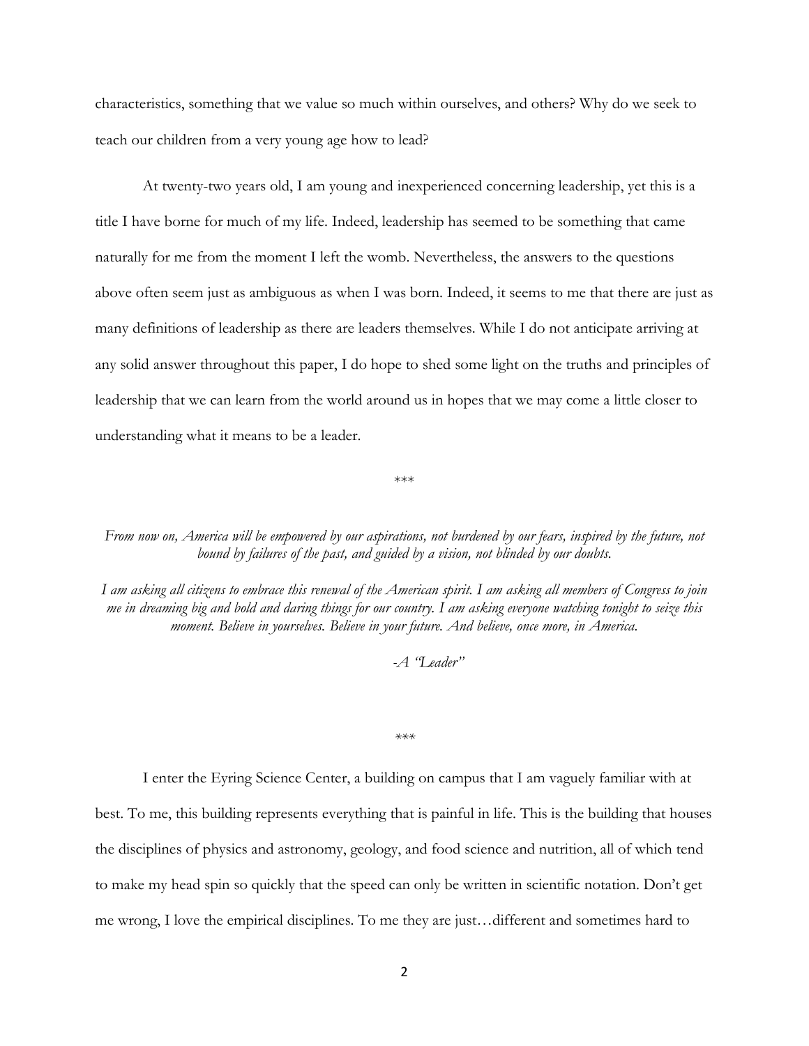characteristics, something that we value so much within ourselves, and others? Why do we seek to teach our children from a very young age how to lead?

At twenty-two years old, I am young and inexperienced concerning leadership, yet this is a title I have borne for much of my life. Indeed, leadership has seemed to be something that came naturally for me from the moment I left the womb. Nevertheless, the answers to the questions above often seem just as ambiguous as when I was born. Indeed, it seems to me that there are just as many definitions of leadership as there are leaders themselves. While I do not anticipate arriving at any solid answer throughout this paper, I do hope to shed some light on the truths and principles of leadership that we can learn from the world around us in hopes that we may come a little closer to understanding what it means to be a leader.

\*\*\*

*From now on, America will be empowered by our aspirations, not burdened by our fears, inspired by the future, not bound by failures of the past, and guided by a vision, not blinded by our doubts.*

*I am asking all citizens to embrace this renewal of the American spirit. I am asking all members of Congress to join me in dreaming big and bold and daring things for our country. I am asking everyone watching tonight to seize this moment. Believe in yourselves. Believe in your future. And believe, once more, in America.*

*-A "Leader"*

\*\*\*

I enter the Eyring Science Center, a building on campus that I am vaguely familiar with at best. To me, this building represents everything that is painful in life. This is the building that houses the disciplines of physics and astronomy, geology, and food science and nutrition, all of which tend to make my head spin so quickly that the speed can only be written in scientific notation. Don't get me wrong, I love the empirical disciplines. To me they are just…different and sometimes hard to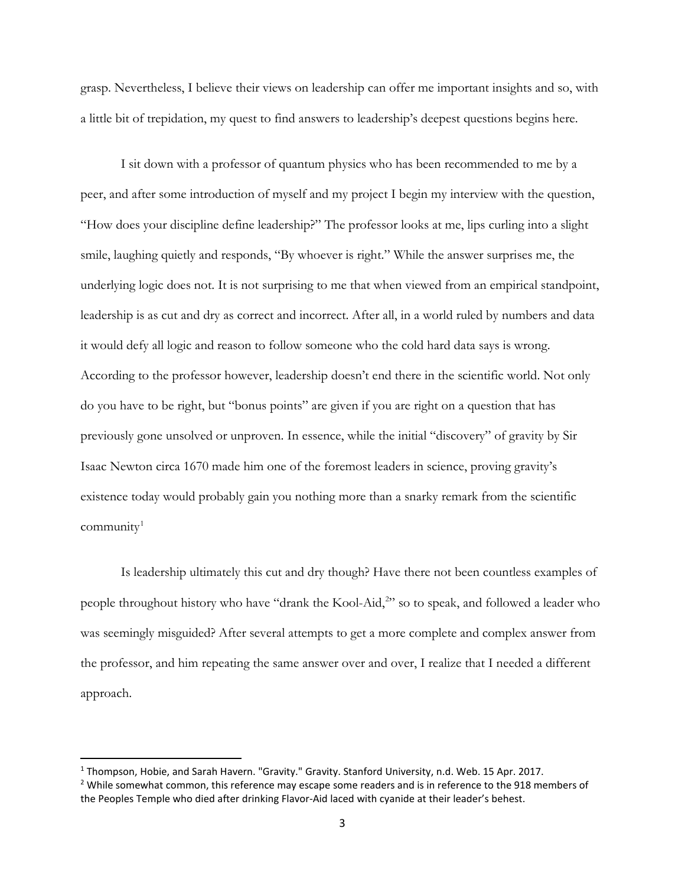grasp. Nevertheless, I believe their views on leadership can offer me important insights and so, with a little bit of trepidation, my quest to find answers to leadership's deepest questions begins here.

I sit down with a professor of quantum physics who has been recommended to me by a peer, and after some introduction of myself and my project I begin my interview with the question, "How does your discipline define leadership?" The professor looks at me, lips curling into a slight smile, laughing quietly and responds, "By whoever is right." While the answer surprises me, the underlying logic does not. It is not surprising to me that when viewed from an empirical standpoint, leadership is as cut and dry as correct and incorrect. After all, in a world ruled by numbers and data it would defy all logic and reason to follow someone who the cold hard data says is wrong. According to the professor however, leadership doesn't end there in the scientific world. Not only do you have to be right, but "bonus points" are given if you are right on a question that has previously gone unsolved or unproven. In essence, while the initial "discovery" of gravity by Sir Isaac Newton circa 1670 made him one of the foremost leaders in science, proving gravity's existence today would probably gain you nothing more than a snarky remark from the scientific community[1]

Is leadership ultimately this cut and dry though? Have there not been countless examples of people throughout history who have "drank the Kool-Aid,[2]" so to speak, and followed a leader who was seemingly misguided? After several attempts to get a more complete and complex answer from the professor, and him repeating the same answer over and over, I realize that I needed a different approach.

---

[1] Thompson, Hobie, and Sarah Havern. "Gravity." Gravity. Stanford University, n.d. Web. 15 Apr. 2017.

[2] While somewhat common, this reference may escape some readers and is in reference to the 918 members of the Peoples Temple who died after drinking Flavor-Aid laced with cyanide at their leader's behest.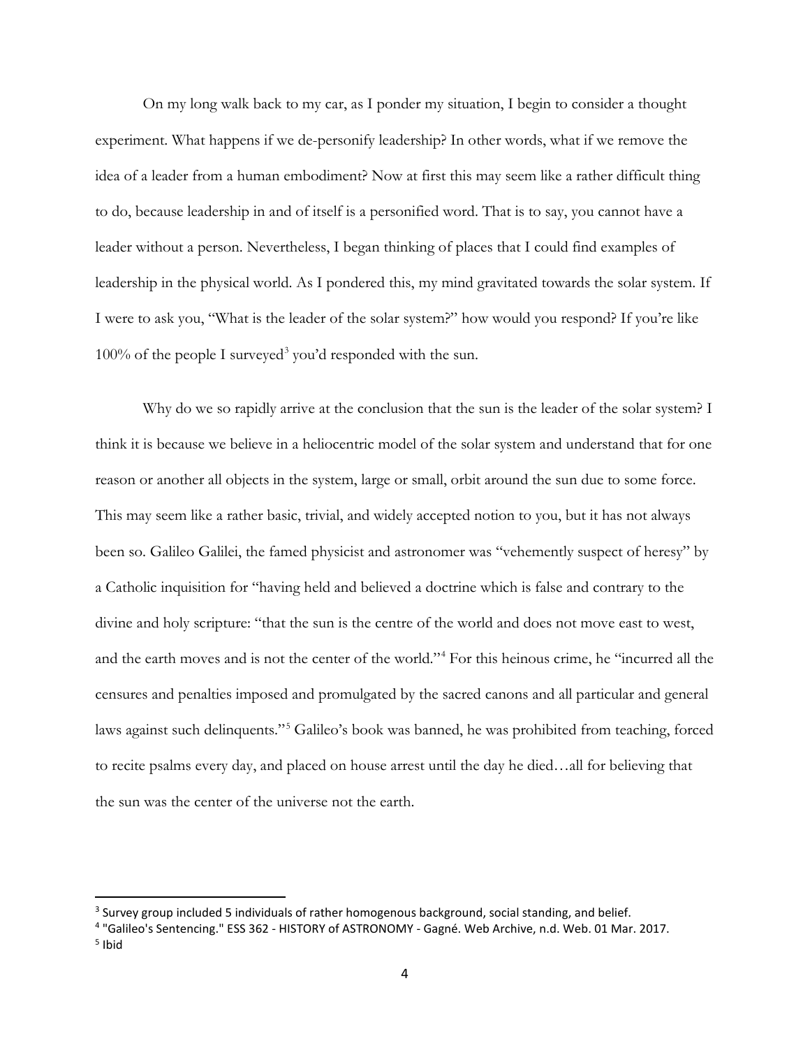On my long walk back to my car, as I ponder my situation, I begin to consider a thought experiment. What happens if we de-personify leadership? In other words, what if we remove the idea of a leader from a human embodiment? Now at first this may seem like a rather difficult thing to do, because leadership in and of itself is a personified word. That is to say, you cannot have a leader without a person. Nevertheless, I began thinking of places that I could find examples of leadership in the physical world. As I pondered this, my mind gravitated towards the solar system. If I were to ask you, "What is the leader of the solar system?" how would you respond? If you're like 100% of the people I surveyed[3] you'd responded with the sun.

Why do we so rapidly arrive at the conclusion that the sun is the leader of the solar system? I think it is because we believe in a heliocentric model of the solar system and understand that for one reason or another all objects in the system, large or small, orbit around the sun due to some force. This may seem like a rather basic, trivial, and widely accepted notion to you, but it has not always been so. Galileo Galilei, the famed physicist and astronomer was "vehemently suspect of heresy" by a Catholic inquisition for "having held and believed a doctrine which is false and contrary to the divine and holy scripture: "that the sun is the centre of the world and does not move east to west, and the earth moves and is not the center of the world."[4] For this heinous crime, he "incurred all the censures and penalties imposed and promulgated by the sacred canons and all particular and general laws against such delinquents."[5] Galileo's book was banned, he was prohibited from teaching, forced to recite psalms every day, and placed on house arrest until the day he died…all for believing that the sun was the center of the universe not the earth.

---

[3] Survey group included 5 individuals of rather homogenous background, social standing, and belief.

[4] "Galileo's Sentencing." ESS 362 - HISTORY of ASTRONOMY - Gagné. Web Archive, n.d. Web. 01 Mar. 2017.

[5] Ibid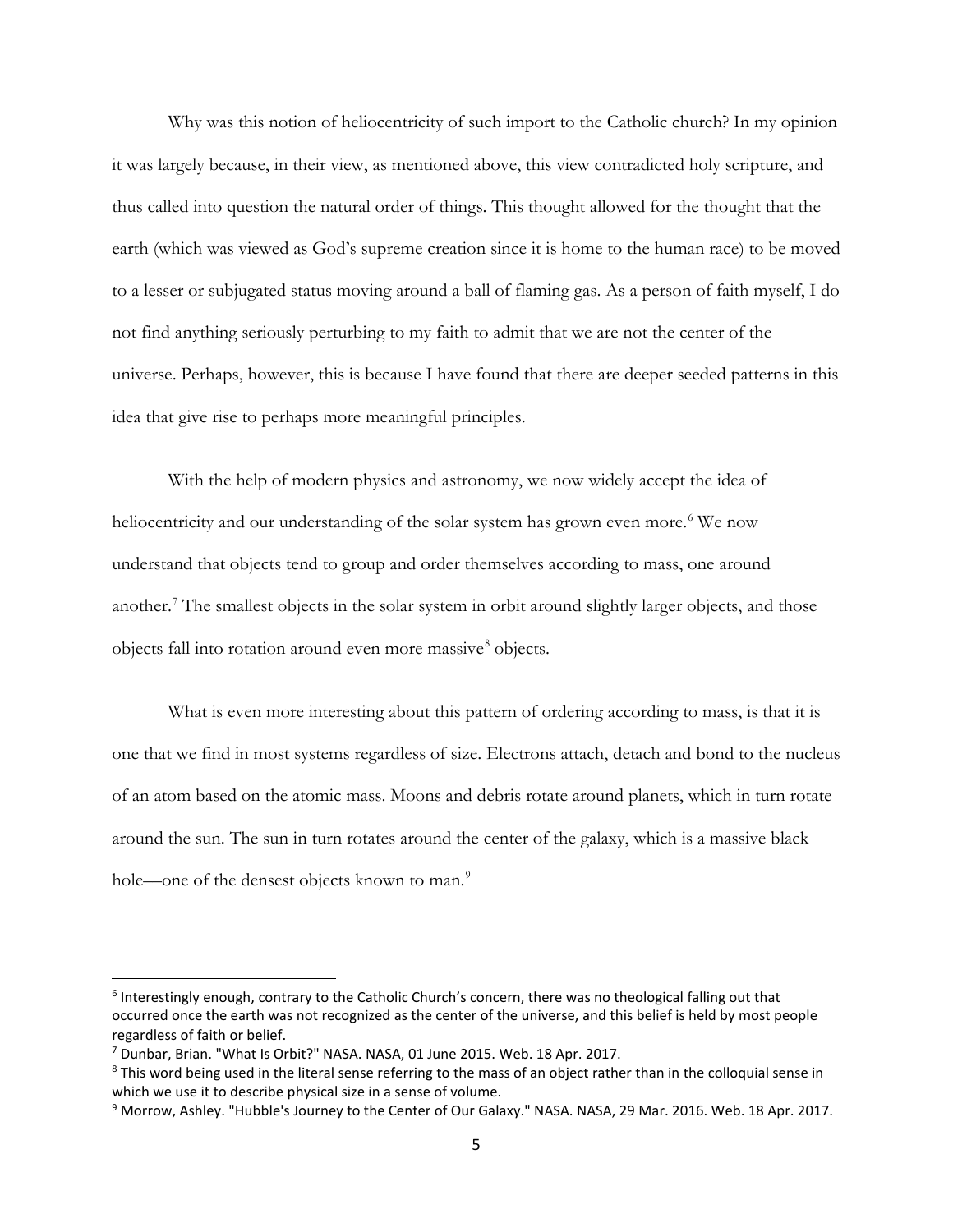Why was this notion of heliocentricity of such import to the Catholic church? In my opinion it was largely because, in their view, as mentioned above, this view contradicted holy scripture, and thus called into question the natural order of things. This thought allowed for the thought that the earth (which was viewed as God's supreme creation since it is home to the human race) to be moved to a lesser or subjugated status moving around a ball of flaming gas. As a person of faith myself, I do not find anything seriously perturbing to my faith to admit that we are not the center of the universe. Perhaps, however, this is because I have found that there are deeper seeded patterns in this idea that give rise to perhaps more meaningful principles.

With the help of modern physics and astronomy, we now widely accept the idea of heliocentricity and our understanding of the solar system has grown even more.[6] We now understand that objects tend to group and order themselves according to mass, one around another.[7] The smallest objects in the solar system in orbit around slightly larger objects, and those objects fall into rotation around even more massive[8] objects.

What is even more interesting about this pattern of ordering according to mass, is that it is one that we find in most systems regardless of size. Electrons attach, detach and bond to the nucleus of an atom based on the atomic mass. Moons and debris rotate around planets, which in turn rotate around the sun. The sun in turn rotates around the center of the galaxy, which is a massive black hole—one of the densest objects known to man.[9]

---

[6] Interestingly enough, contrary to the Catholic Church's concern, there was no theological falling out that occurred once the earth was not recognized as the center of the universe, and this belief is held by most people regardless of faith or belief.

[7] Dunbar, Brian. "What Is Orbit?" NASA. NASA, 01 June 2015. Web. 18 Apr. 2017.

[8] This word being used in the literal sense referring to the mass of an object rather than in the colloquial sense in which we use it to describe physical size in a sense of volume.

[9] Morrow, Ashley. "Hubble's Journey to the Center of Our Galaxy." NASA. NASA, 29 Mar. 2016. Web. 18 Apr. 2017.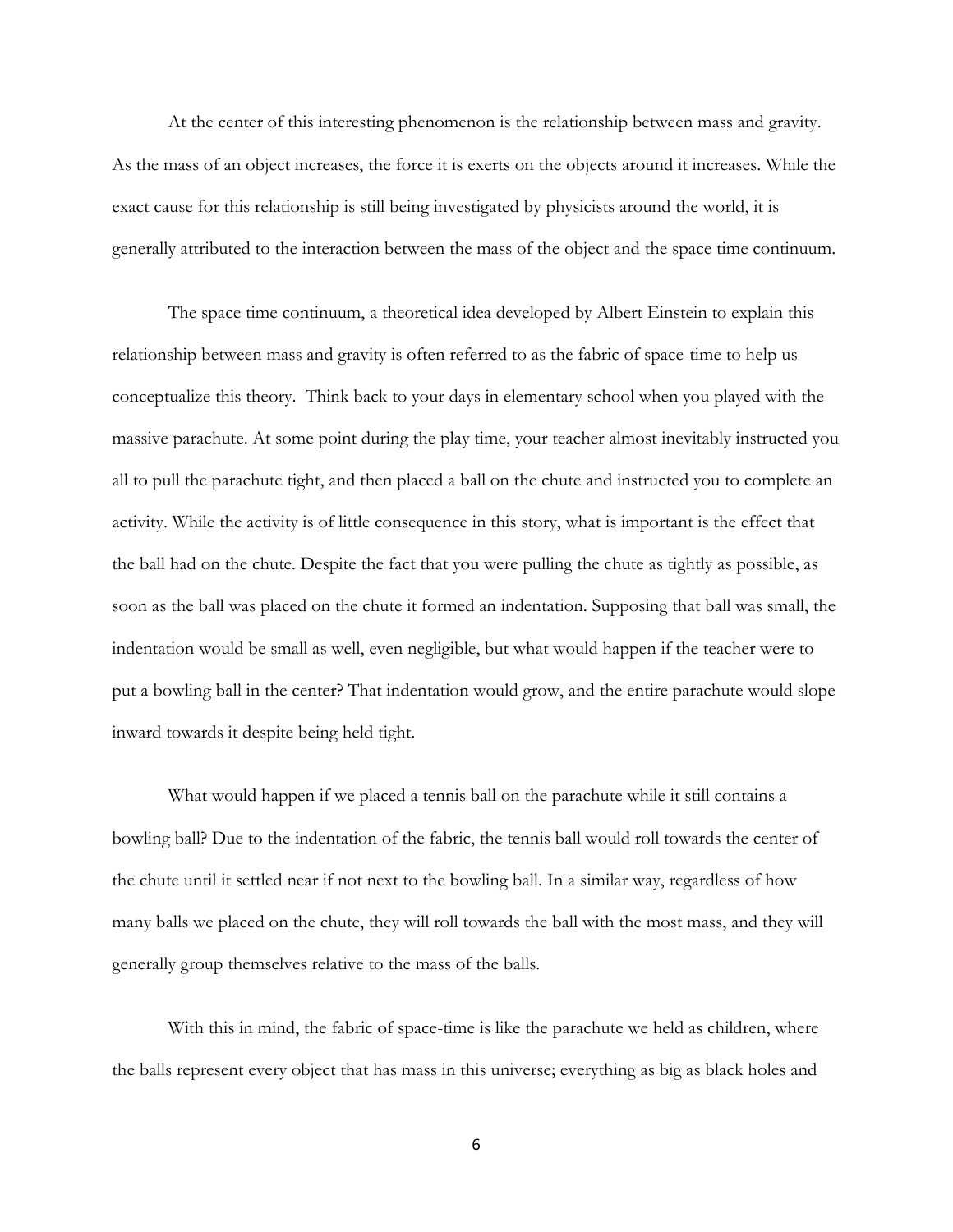At the center of this interesting phenomenon is the relationship between mass and gravity. As the mass of an object increases, the force it is exerts on the objects around it increases. While the exact cause for this relationship is still being investigated by physicists around the world, it is generally attributed to the interaction between the mass of the object and the space time continuum.

The space time continuum, a theoretical idea developed by Albert Einstein to explain this relationship between mass and gravity is often referred to as the fabric of space-time to help us conceptualize this theory.  Think back to your days in elementary school when you played with the massive parachute. At some point during the play time, your teacher almost inevitably instructed you all to pull the parachute tight, and then placed a ball on the chute and instructed you to complete an activity. While the activity is of little consequence in this story, what is important is the effect that the ball had on the chute. Despite the fact that you were pulling the chute as tightly as possible, as soon as the ball was placed on the chute it formed an indentation. Supposing that ball was small, the indentation would be small as well, even negligible, but what would happen if the teacher were to put a bowling ball in the center? That indentation would grow, and the entire parachute would slope inward towards it despite being held tight.

What would happen if we placed a tennis ball on the parachute while it still contains a bowling ball? Due to the indentation of the fabric, the tennis ball would roll towards the center of the chute until it settled near if not next to the bowling ball. In a similar way, regardless of how many balls we placed on the chute, they will roll towards the ball with the most mass, and they will generally group themselves relative to the mass of the balls.

With this in mind, the fabric of space-time is like the parachute we held as children, where the balls represent every object that has mass in this universe; everything as big as black holes and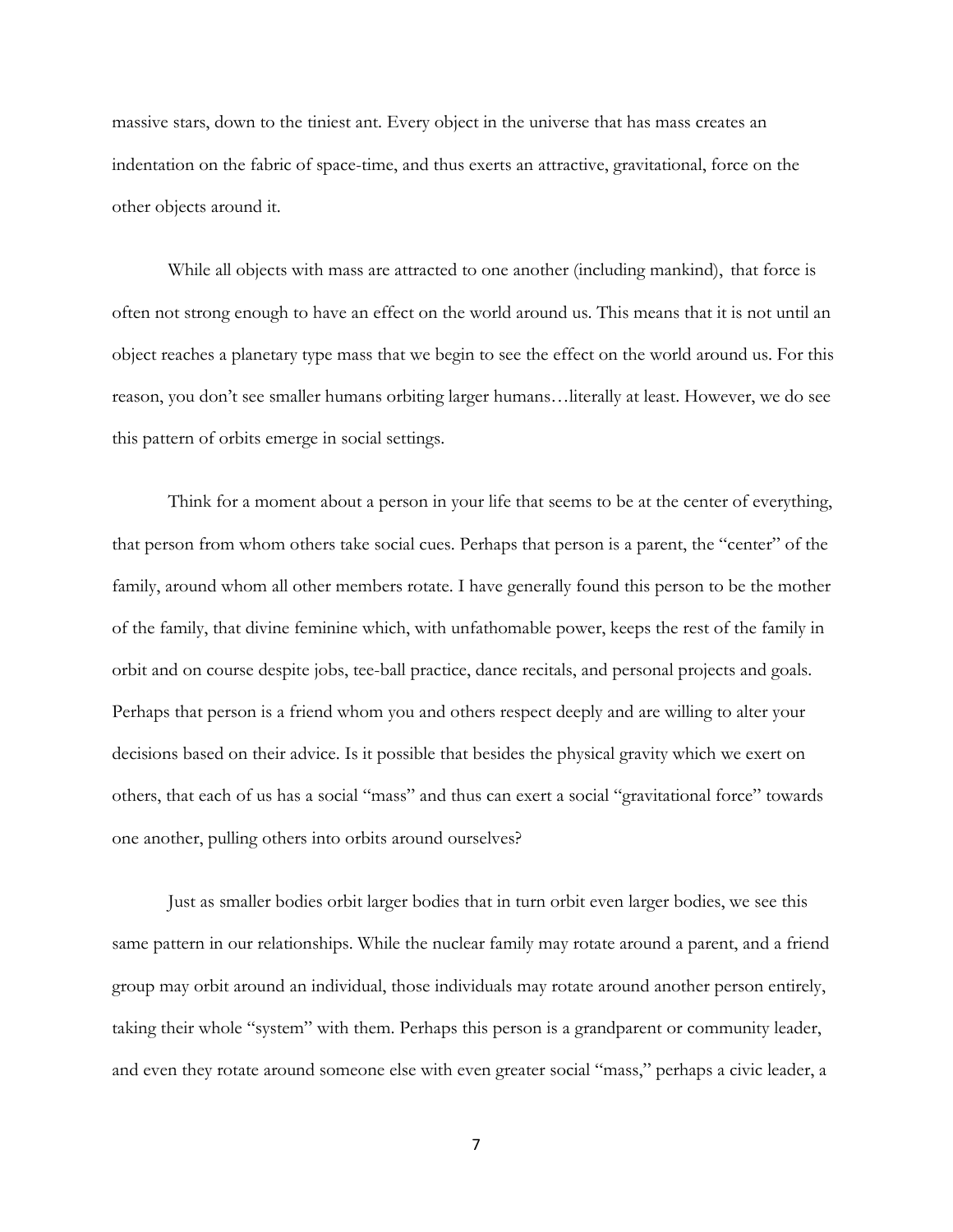massive stars, down to the tiniest ant. Every object in the universe that has mass creates an indentation on the fabric of space-time, and thus exerts an attractive, gravitational, force on the other objects around it.

While all objects with mass are attracted to one another (including mankind), that force is often not strong enough to have an effect on the world around us. This means that it is not until an object reaches a planetary type mass that we begin to see the effect on the world around us. For this reason, you don't see smaller humans orbiting larger humans…literally at least. However, we do see this pattern of orbits emerge in social settings.

Think for a moment about a person in your life that seems to be at the center of everything, that person from whom others take social cues. Perhaps that person is a parent, the "center" of the family, around whom all other members rotate. I have generally found this person to be the mother of the family, that divine feminine which, with unfathomable power, keeps the rest of the family in orbit and on course despite jobs, tee-ball practice, dance recitals, and personal projects and goals. Perhaps that person is a friend whom you and others respect deeply and are willing to alter your decisions based on their advice. Is it possible that besides the physical gravity which we exert on others, that each of us has a social "mass" and thus can exert a social "gravitational force" towards one another, pulling others into orbits around ourselves?

Just as smaller bodies orbit larger bodies that in turn orbit even larger bodies, we see this same pattern in our relationships. While the nuclear family may rotate around a parent, and a friend group may orbit around an individual, those individuals may rotate around another person entirely, taking their whole "system" with them. Perhaps this person is a grandparent or community leader, and even they rotate around someone else with even greater social "mass," perhaps a civic leader, a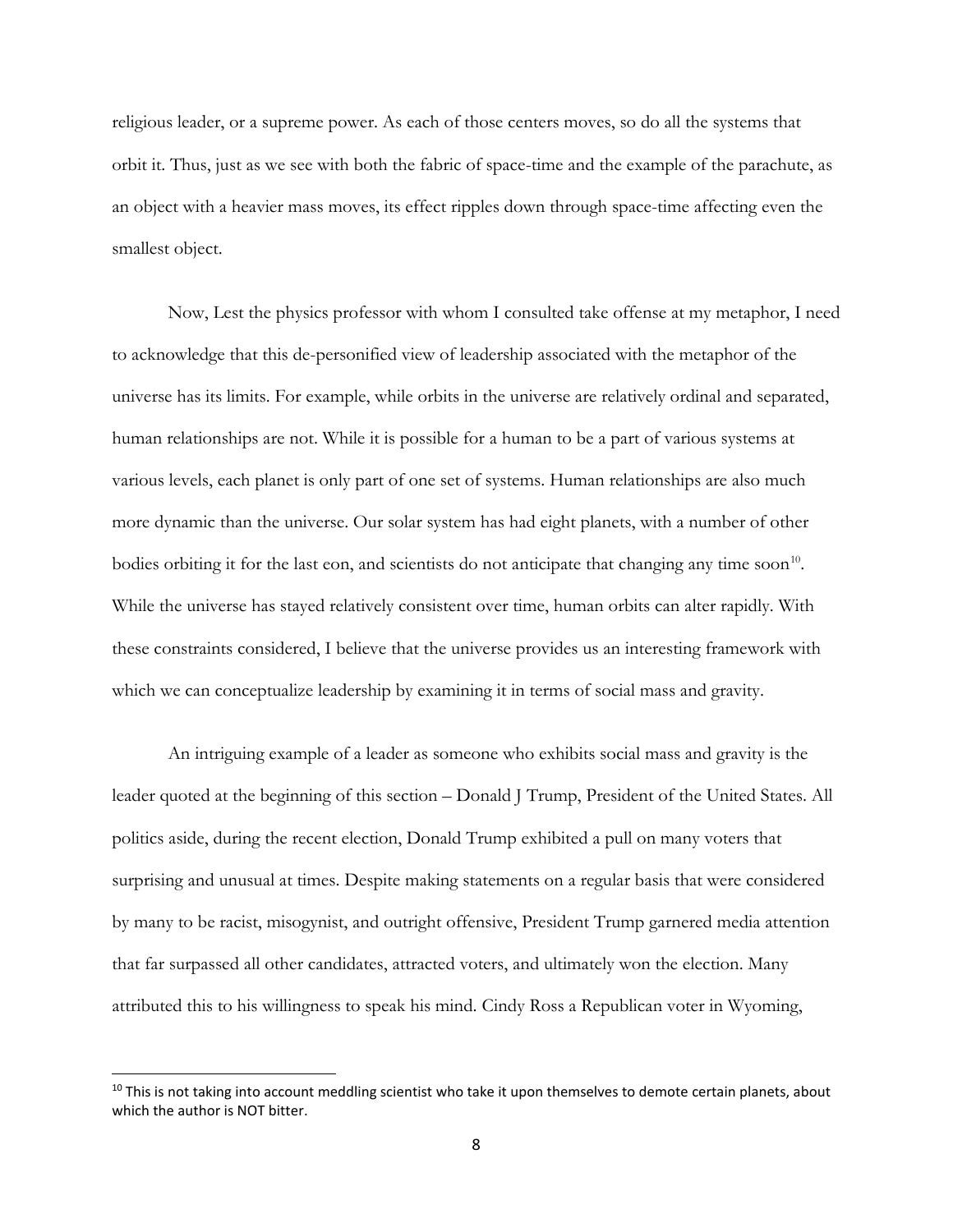religious leader, or a supreme power. As each of those centers moves, so do all the systems that orbit it. Thus, just as we see with both the fabric of space-time and the example of the parachute, as an object with a heavier mass moves, its effect ripples down through space-time affecting even the smallest object.

Now, Lest the physics professor with whom I consulted take offense at my metaphor, I need to acknowledge that this de-personified view of leadership associated with the metaphor of the universe has its limits. For example, while orbits in the universe are relatively ordinal and separated, human relationships are not. While it is possible for a human to be a part of various systems at various levels, each planet is only part of one set of systems. Human relationships are also much more dynamic than the universe. Our solar system has had eight planets, with a number of other bodies orbiting it for the last eon, and scientists do not anticipate that changing any time soon[10]. While the universe has stayed relatively consistent over time, human orbits can alter rapidly. With these constraints considered, I believe that the universe provides us an interesting framework with which we can conceptualize leadership by examining it in terms of social mass and gravity.

An intriguing example of a leader as someone who exhibits social mass and gravity is the leader quoted at the beginning of this section – Donald J Trump, President of the United States. All politics aside, during the recent election, Donald Trump exhibited a pull on many voters that surprising and unusual at times. Despite making statements on a regular basis that were considered by many to be racist, misogynist, and outright offensive, President Trump garnered media attention that far surpassed all other candidates, attracted voters, and ultimately won the election. Many attributed this to his willingness to speak his mind. Cindy Ross a Republican voter in Wyoming,

---

[10] This is not taking into account meddling scientist who take it upon themselves to demote certain planets, about which the author is NOT bitter.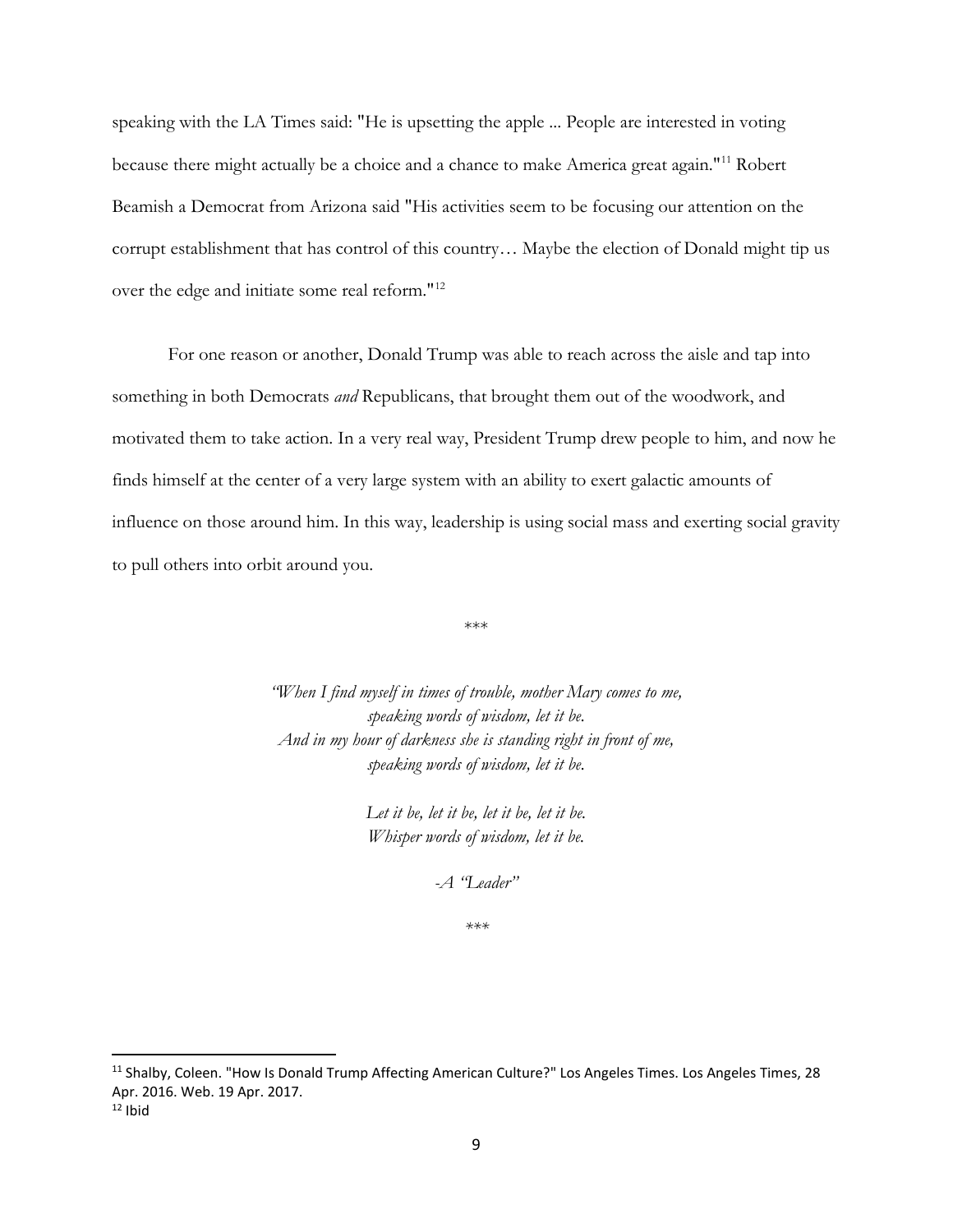speaking with the LA Times said: "He is upsetting the apple ... People are interested in voting because there might actually be a choice and a chance to make America great again."[11] Robert Beamish a Democrat from Arizona said "His activities seem to be focusing our attention on the corrupt establishment that has control of this country… Maybe the election of Donald might tip us over the edge and initiate some real reform."[12]

For one reason or another, Donald Trump was able to reach across the aisle and tap into something in both Democrats *and* Republicans, that brought them out of the woodwork, and motivated them to take action. In a very real way, President Trump drew people to him, and now he finds himself at the center of a very large system with an ability to exert galactic amounts of influence on those around him. In this way, leadership is using social mass and exerting social gravity to pull others into orbit around you.

\*\*\*

*"When I find myself in times of trouble, mother Mary comes to me,*
*speaking words of wisdom, let it be.*
*And in my hour of darkness she is standing right in front of me,*
*speaking words of wisdom, let it be.*

*Let it be, let it be, let it be, let it be.*
*Whisper words of wisdom, let it be.*

*-A "Leader"*

\*\*\*

[11] Shalby, Coleen. "How Is Donald Trump Affecting American Culture?" Los Angeles Times. Los Angeles Times, 28 Apr. 2016. Web. 19 Apr. 2017.

[12] Ibid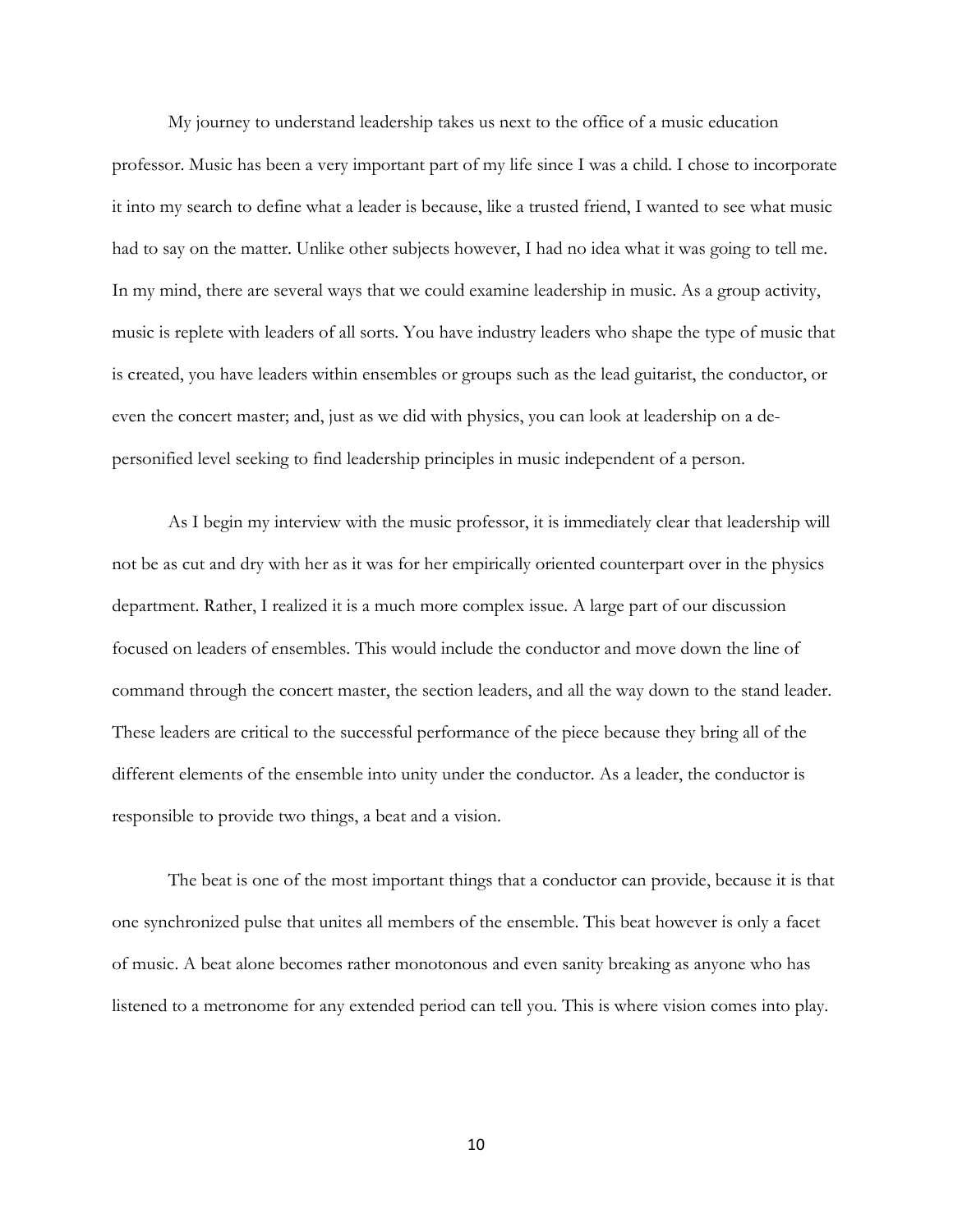My journey to understand leadership takes us next to the office of a music education professor. Music has been a very important part of my life since I was a child. I chose to incorporate it into my search to define what a leader is because, like a trusted friend, I wanted to see what music had to say on the matter. Unlike other subjects however, I had no idea what it was going to tell me. In my mind, there are several ways that we could examine leadership in music. As a group activity, music is replete with leaders of all sorts. You have industry leaders who shape the type of music that is created, you have leaders within ensembles or groups such as the lead guitarist, the conductor, or even the concert master; and, just as we did with physics, you can look at leadership on a de-personified level seeking to find leadership principles in music independent of a person.

As I begin my interview with the music professor, it is immediately clear that leadership will not be as cut and dry with her as it was for her empirically oriented counterpart over in the physics department. Rather, I realized it is a much more complex issue. A large part of our discussion focused on leaders of ensembles. This would include the conductor and move down the line of command through the concert master, the section leaders, and all the way down to the stand leader. These leaders are critical to the successful performance of the piece because they bring all of the different elements of the ensemble into unity under the conductor. As a leader, the conductor is responsible to provide two things, a beat and a vision.

The beat is one of the most important things that a conductor can provide, because it is that one synchronized pulse that unites all members of the ensemble. This beat however is only a facet of music. A beat alone becomes rather monotonous and even sanity breaking as anyone who has listened to a metronome for any extended period can tell you. This is where vision comes into play.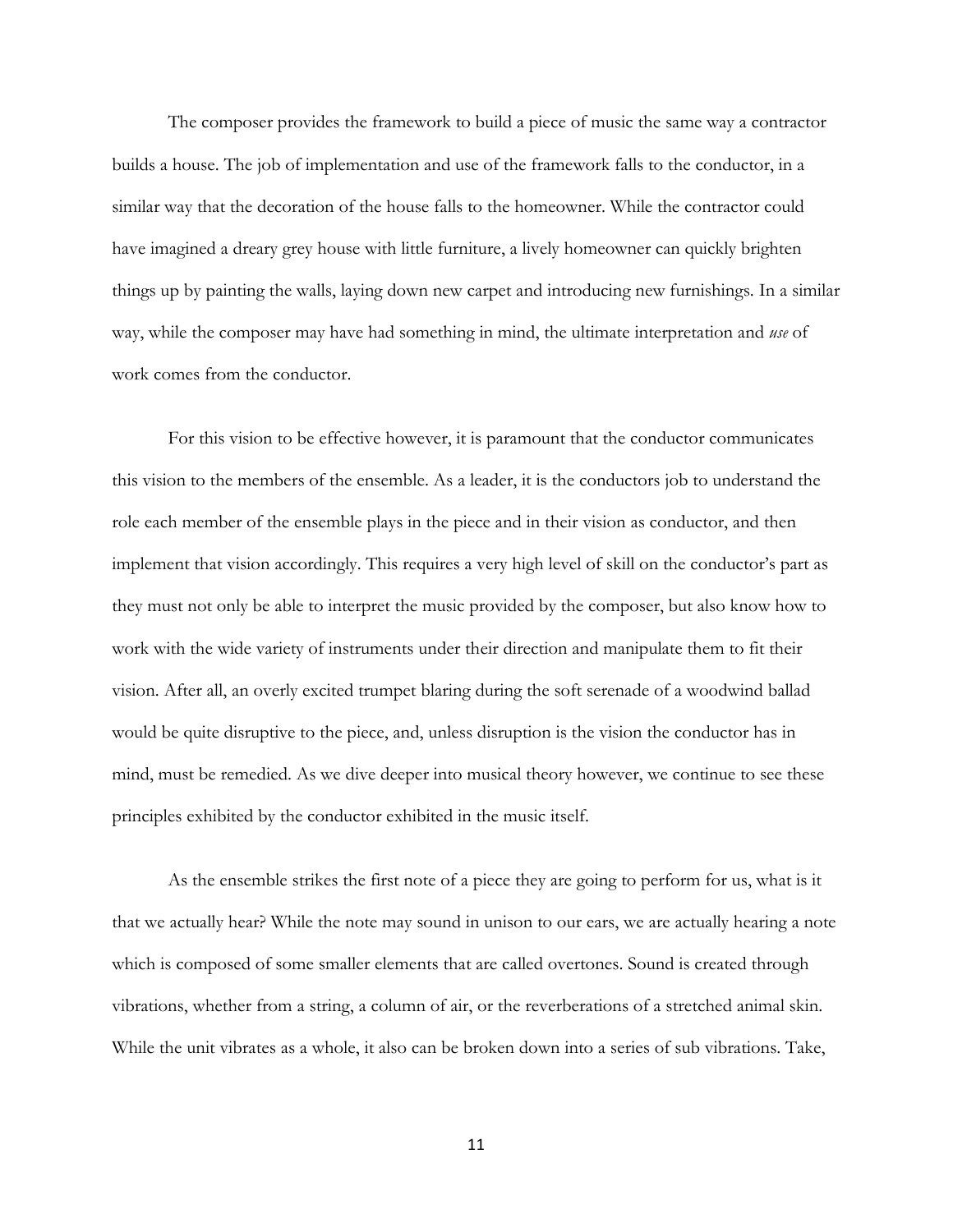The composer provides the framework to build a piece of music the same way a contractor builds a house. The job of implementation and use of the framework falls to the conductor, in a similar way that the decoration of the house falls to the homeowner. While the contractor could have imagined a dreary grey house with little furniture, a lively homeowner can quickly brighten things up by painting the walls, laying down new carpet and introducing new furnishings. In a similar way, while the composer may have had something in mind, the ultimate interpretation and *use* of work comes from the conductor.

For this vision to be effective however, it is paramount that the conductor communicates this vision to the members of the ensemble. As a leader, it is the conductors job to understand the role each member of the ensemble plays in the piece and in their vision as conductor, and then implement that vision accordingly. This requires a very high level of skill on the conductor's part as they must not only be able to interpret the music provided by the composer, but also know how to work with the wide variety of instruments under their direction and manipulate them to fit their vision. After all, an overly excited trumpet blaring during the soft serenade of a woodwind ballad would be quite disruptive to the piece, and, unless disruption is the vision the conductor has in mind, must be remedied. As we dive deeper into musical theory however, we continue to see these principles exhibited by the conductor exhibited in the music itself.

As the ensemble strikes the first note of a piece they are going to perform for us, what is it that we actually hear? While the note may sound in unison to our ears, we are actually hearing a note which is composed of some smaller elements that are called overtones. Sound is created through vibrations, whether from a string, a column of air, or the reverberations of a stretched animal skin. While the unit vibrates as a whole, it also can be broken down into a series of sub vibrations. Take,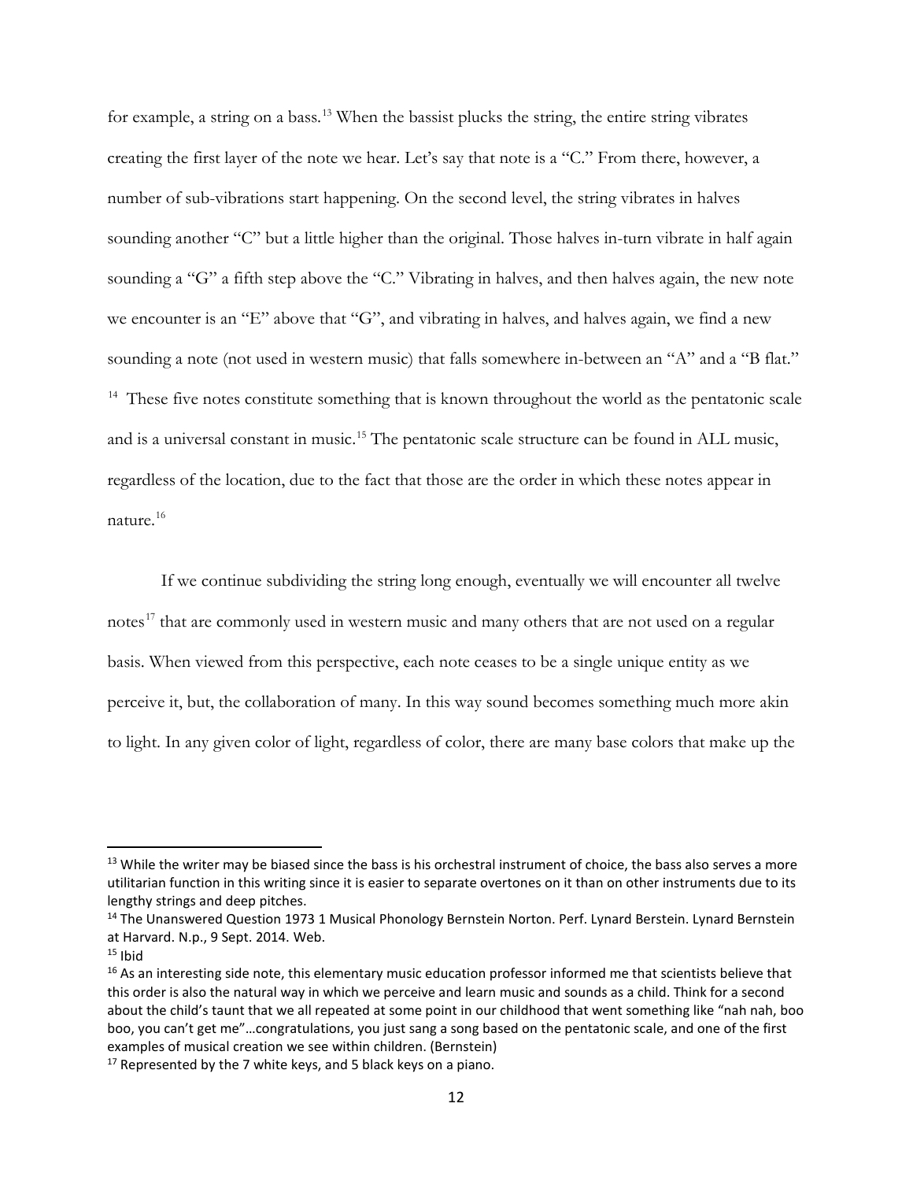for example, a string on a bass.[13] When the bassist plucks the string, the entire string vibrates creating the first layer of the note we hear. Let's say that note is a "C." From there, however, a number of sub-vibrations start happening. On the second level, the string vibrates in halves sounding another "C" but a little higher than the original. Those halves in-turn vibrate in half again sounding a "G" a fifth step above the "C." Vibrating in halves, and then halves again, the new note we encounter is an "E" above that "G", and vibrating in halves, and halves again, we find a new sounding a note (not used in western music) that falls somewhere in-between an "A" and a "B flat." [14] These five notes constitute something that is known throughout the world as the pentatonic scale and is a universal constant in music.[15] The pentatonic scale structure can be found in ALL music, regardless of the location, due to the fact that those are the order in which these notes appear in nature.[16]

If we continue subdividing the string long enough, eventually we will encounter all twelve notes[17] that are commonly used in western music and many others that are not used on a regular basis. When viewed from this perspective, each note ceases to be a single unique entity as we perceive it, but, the collaboration of many. In this way sound becomes something much more akin to light. In any given color of light, regardless of color, there are many base colors that make up the

---

[13] While the writer may be biased since the bass is his orchestral instrument of choice, the bass also serves a more utilitarian function in this writing since it is easier to separate overtones on it than on other instruments due to its lengthy strings and deep pitches.

[14] The Unanswered Question 1973 1 Musical Phonology Bernstein Norton. Perf. Lynard Berstein. Lynard Bernstein at Harvard. N.p., 9 Sept. 2014. Web.

[15] Ibid

[16] As an interesting side note, this elementary music education professor informed me that scientists believe that this order is also the natural way in which we perceive and learn music and sounds as a child. Think for a second about the child's taunt that we all repeated at some point in our childhood that went something like "nah nah, boo boo, you can't get me"…congratulations, you just sang a song based on the pentatonic scale, and one of the first examples of musical creation we see within children. (Bernstein)

[17] Represented by the 7 white keys, and 5 black keys on a piano.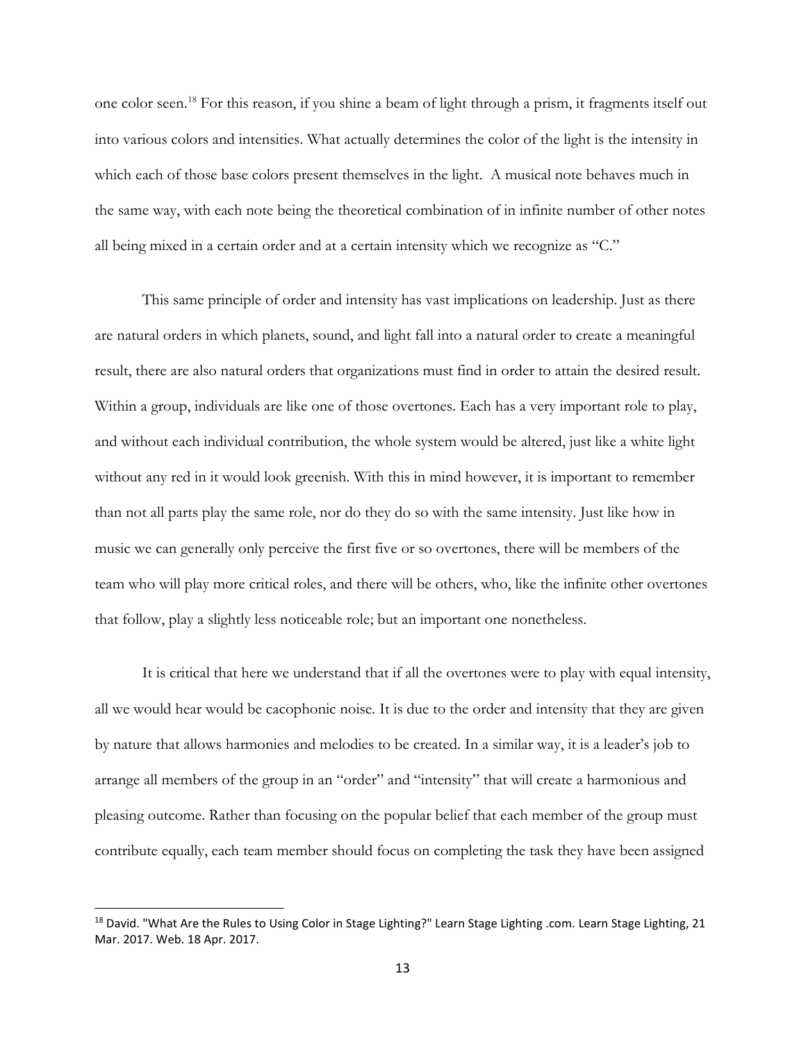one color seen.[18] For this reason, if you shine a beam of light through a prism, it fragments itself out into various colors and intensities. What actually determines the color of the light is the intensity in which each of those base colors present themselves in the light. A musical note behaves much in the same way, with each note being the theoretical combination of in infinite number of other notes all being mixed in a certain order and at a certain intensity which we recognize as "C."

This same principle of order and intensity has vast implications on leadership. Just as there are natural orders in which planets, sound, and light fall into a natural order to create a meaningful result, there are also natural orders that organizations must find in order to attain the desired result. Within a group, individuals are like one of those overtones. Each has a very important role to play, and without each individual contribution, the whole system would be altered, just like a white light without any red in it would look greenish. With this in mind however, it is important to remember than not all parts play the same role, nor do they do so with the same intensity. Just like how in music we can generally only perceive the first five or so overtones, there will be members of the team who will play more critical roles, and there will be others, who, like the infinite other overtones that follow, play a slightly less noticeable role; but an important one nonetheless.

It is critical that here we understand that if all the overtones were to play with equal intensity, all we would hear would be cacophonic noise. It is due to the order and intensity that they are given by nature that allows harmonies and melodies to be created. In a similar way, it is a leader's job to arrange all members of the group in an "order" and "intensity" that will create a harmonious and pleasing outcome. Rather than focusing on the popular belief that each member of the group must contribute equally, each team member should focus on completing the task they have been assigned

---

[18] David. "What Are the Rules to Using Color in Stage Lighting?" Learn Stage Lighting .com. Learn Stage Lighting, 21 Mar. 2017. Web. 18 Apr. 2017.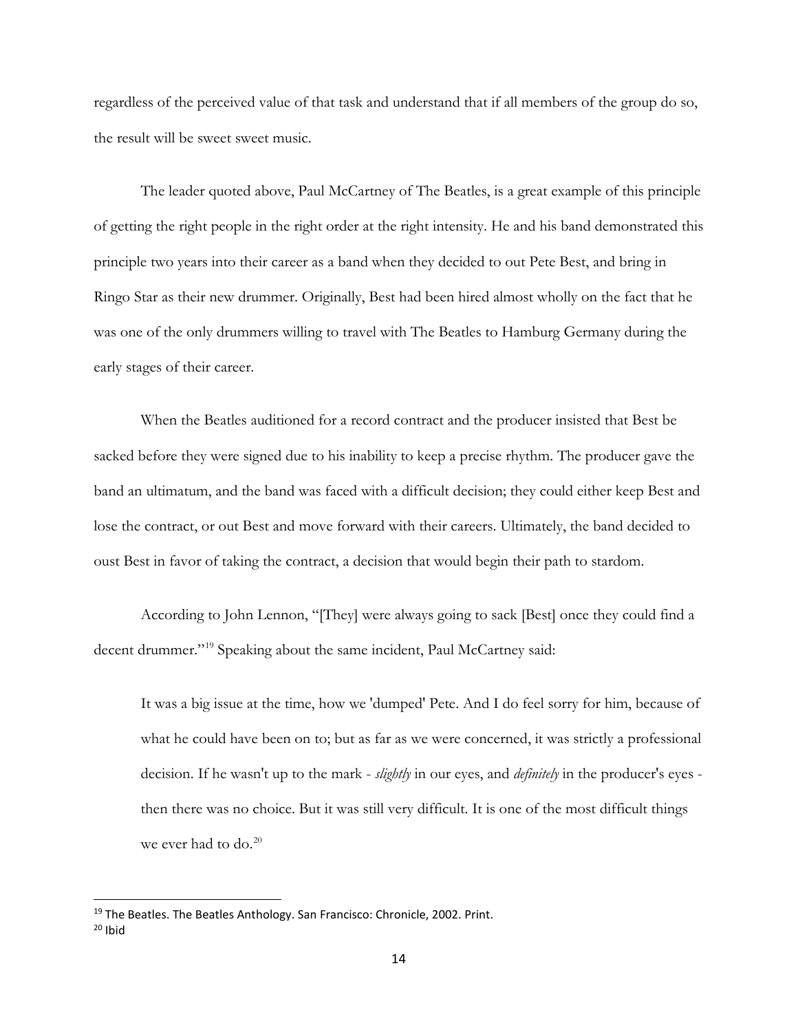regardless of the perceived value of that task and understand that if all members of the group do so, the result will be sweet sweet music.

The leader quoted above, Paul McCartney of The Beatles, is a great example of this principle of getting the right people in the right order at the right intensity. He and his band demonstrated this principle two years into their career as a band when they decided to out Pete Best, and bring in Ringo Star as their new drummer. Originally, Best had been hired almost wholly on the fact that he was one of the only drummers willing to travel with The Beatles to Hamburg Germany during the early stages of their career.

When the Beatles auditioned for a record contract and the producer insisted that Best be sacked before they were signed due to his inability to keep a precise rhythm. The producer gave the band an ultimatum, and the band was faced with a difficult decision; they could either keep Best and lose the contract, or out Best and move forward with their careers. Ultimately, the band decided to oust Best in favor of taking the contract, a decision that would begin their path to stardom.

According to John Lennon, "[They] were always going to sack [Best] once they could find a decent drummer."[19] Speaking about the same incident, Paul McCartney said:

> It was a big issue at the time, how we 'dumped' Pete. And I do feel sorry for him, because of what he could have been on to; but as far as we were concerned, it was strictly a professional decision. If he wasn't up to the mark - *slightly* in our eyes, and *definitely* in the producer's eyes - then there was no choice. But it was still very difficult. It is one of the most difficult things we ever had to do.[20]

---

[19] The Beatles. The Beatles Anthology. San Francisco: Chronicle, 2002. Print.

[20] Ibid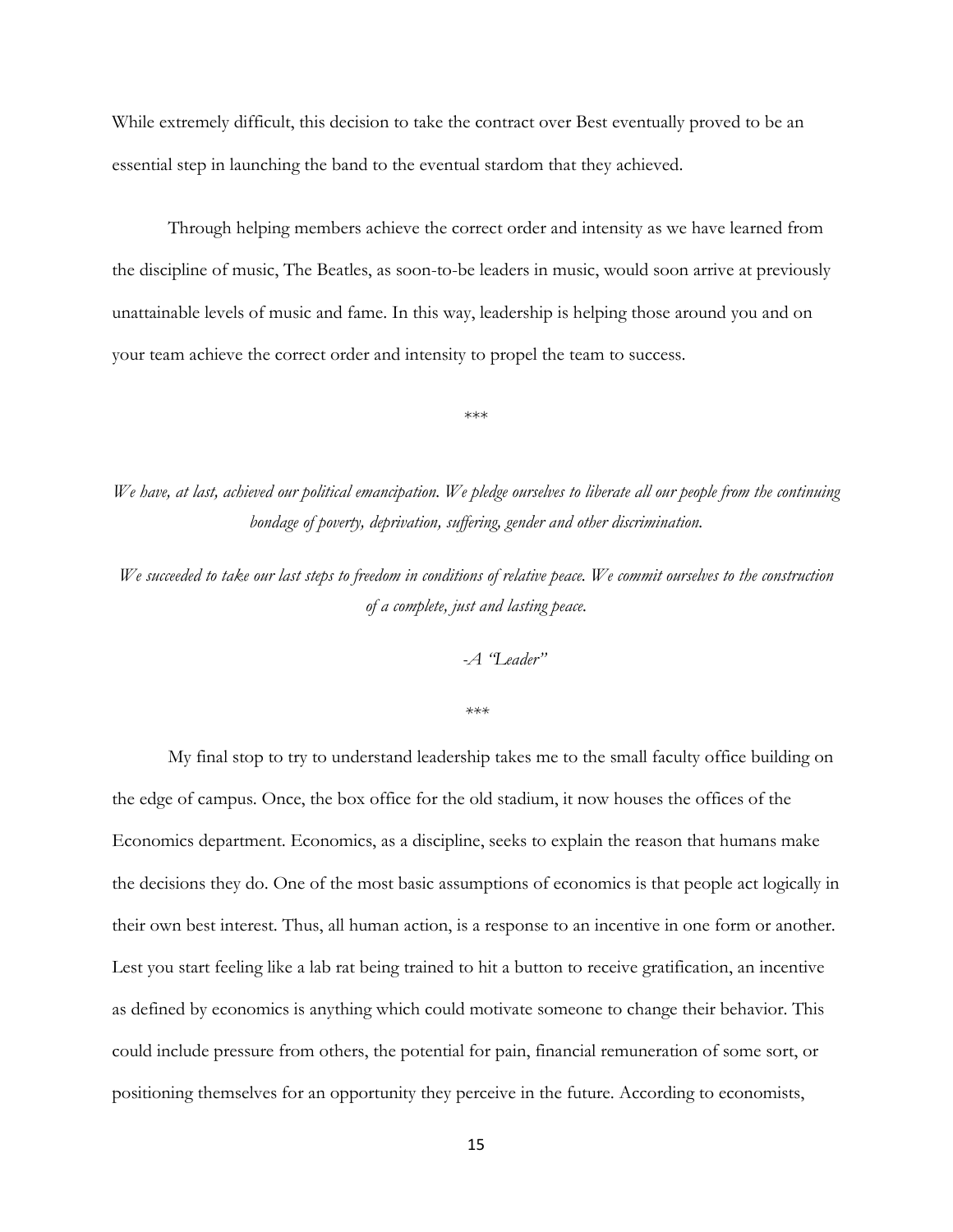While extremely difficult, this decision to take the contract over Best eventually proved to be an essential step in launching the band to the eventual stardom that they achieved.

Through helping members achieve the correct order and intensity as we have learned from the discipline of music, The Beatles, as soon-to-be leaders in music, would soon arrive at previously unattainable levels of music and fame. In this way, leadership is helping those around you and on your team achieve the correct order and intensity to propel the team to success.

\*\*\*

*We have, at last, achieved our political emancipation. We pledge ourselves to liberate all our people from the continuing bondage of poverty, deprivation, suffering, gender and other discrimination.*

*We succeeded to take our last steps to freedom in conditions of relative peace. We commit ourselves to the construction of a complete, just and lasting peace.*

*-A "Leader"*

\*\*\*

My final stop to try to understand leadership takes me to the small faculty office building on the edge of campus. Once, the box office for the old stadium, it now houses the offices of the Economics department. Economics, as a discipline, seeks to explain the reason that humans make the decisions they do. One of the most basic assumptions of economics is that people act logically in their own best interest. Thus, all human action, is a response to an incentive in one form or another. Lest you start feeling like a lab rat being trained to hit a button to receive gratification, an incentive as defined by economics is anything which could motivate someone to change their behavior. This could include pressure from others, the potential for pain, financial remuneration of some sort, or positioning themselves for an opportunity they perceive in the future. According to economists,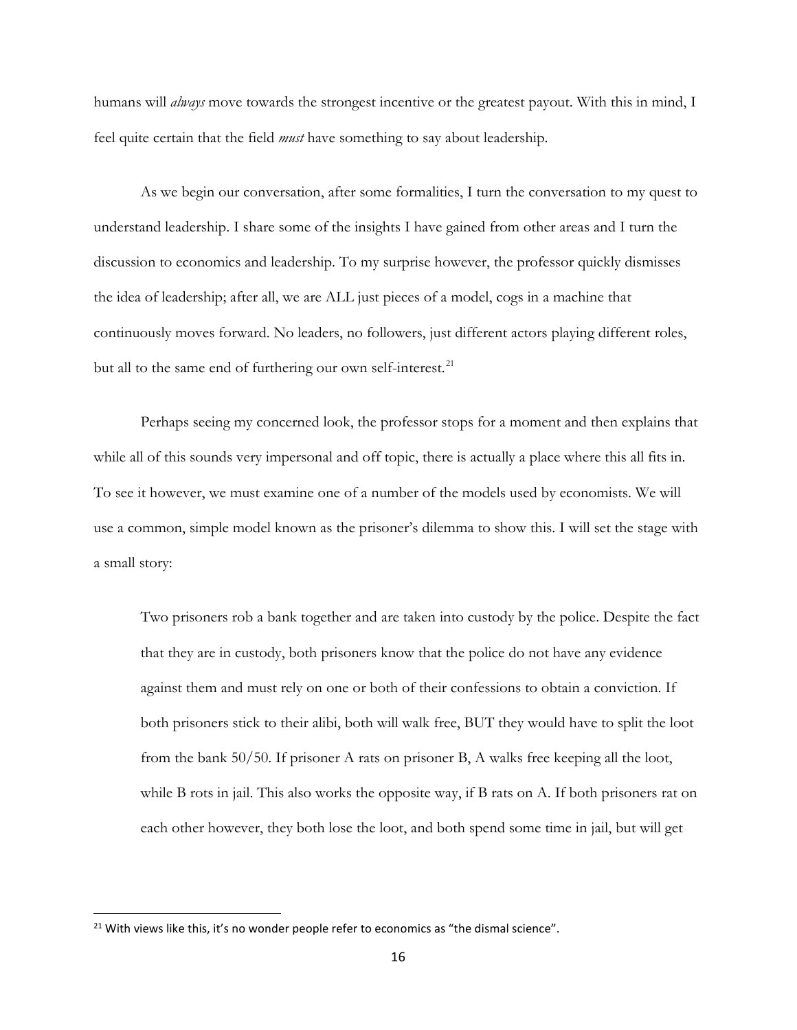humans will *always* move towards the strongest incentive or the greatest payout. With this in mind, I feel quite certain that the field *must* have something to say about leadership.

As we begin our conversation, after some formalities, I turn the conversation to my quest to understand leadership. I share some of the insights I have gained from other areas and I turn the discussion to economics and leadership. To my surprise however, the professor quickly dismisses the idea of leadership; after all, we are ALL just pieces of a model, cogs in a machine that continuously moves forward. No leaders, no followers, just different actors playing different roles, but all to the same end of furthering our own self-interest.[21]

Perhaps seeing my concerned look, the professor stops for a moment and then explains that while all of this sounds very impersonal and off topic, there is actually a place where this all fits in. To see it however, we must examine one of a number of the models used by economists. We will use a common, simple model known as the prisoner's dilemma to show this. I will set the stage with a small story:

> Two prisoners rob a bank together and are taken into custody by the police. Despite the fact that they are in custody, both prisoners know that the police do not have any evidence against them and must rely on one or both of their confessions to obtain a conviction. If both prisoners stick to their alibi, both will walk free, BUT they would have to split the loot from the bank 50/50. If prisoner A rats on prisoner B, A walks free keeping all the loot, while B rots in jail. This also works the opposite way, if B rats on A. If both prisoners rat on each other however, they both lose the loot, and both spend some time in jail, but will get

[21] With views like this, it's no wonder people refer to economics as "the dismal science".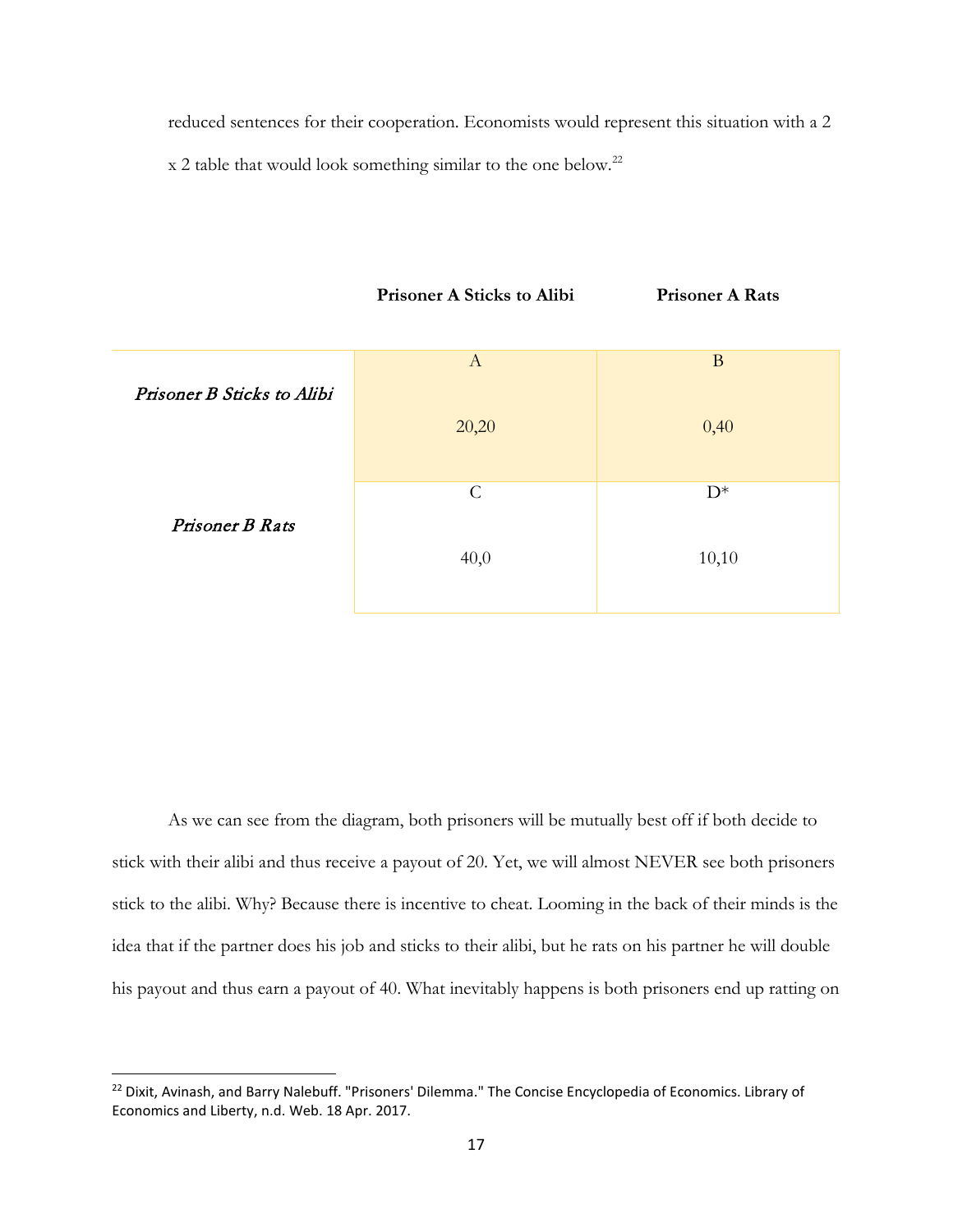reduced sentences for their cooperation. Economists would represent this situation with a 2 x 2 table that would look something similar to the one below.[22]

| | **Prisoner A Sticks to Alibi** | **Prisoner A Rats** |
|---|---|---|
| *Prisoner B Sticks to Alibi* | A<br><br>20,20 | B<br><br>0,40 |
| *Prisoner B Rats* | C<br><br>40,0 | D*<br><br>10,10 |

As we can see from the diagram, both prisoners will be mutually best off if both decide to stick with their alibi and thus receive a payout of 20. Yet, we will almost NEVER see both prisoners stick to the alibi. Why? Because there is incentive to cheat. Looming in the back of their minds is the idea that if the partner does his job and sticks to their alibi, but he rats on his partner he will double his payout and thus earn a payout of 40. What inevitably happens is both prisoners end up ratting on

---

[22] Dixit, Avinash, and Barry Nalebuff. "Prisoners' Dilemma." The Concise Encyclopedia of Economics. Library of Economics and Liberty, n.d. Web. 18 Apr. 2017.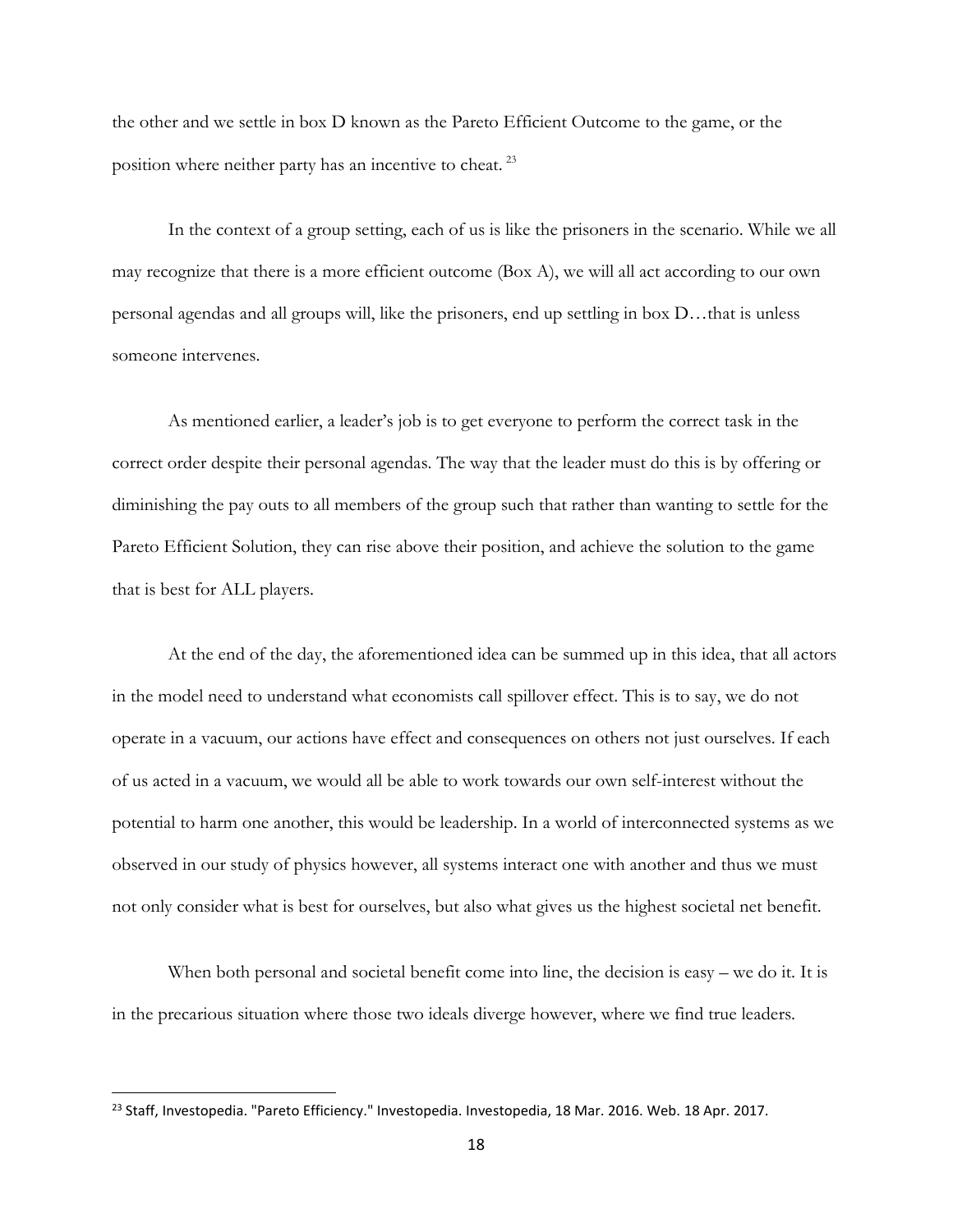the other and we settle in box D known as the Pareto Efficient Outcome to the game, or the position where neither party has an incentive to cheat. [23]

In the context of a group setting, each of us is like the prisoners in the scenario. While we all may recognize that there is a more efficient outcome (Box A), we will all act according to our own personal agendas and all groups will, like the prisoners, end up settling in box D…that is unless someone intervenes.

As mentioned earlier, a leader's job is to get everyone to perform the correct task in the correct order despite their personal agendas. The way that the leader must do this is by offering or diminishing the pay outs to all members of the group such that rather than wanting to settle for the Pareto Efficient Solution, they can rise above their position, and achieve the solution to the game that is best for ALL players.

At the end of the day, the aforementioned idea can be summed up in this idea, that all actors in the model need to understand what economists call spillover effect. This is to say, we do not operate in a vacuum, our actions have effect and consequences on others not just ourselves. If each of us acted in a vacuum, we would all be able to work towards our own self-interest without the potential to harm one another, this would be leadership. In a world of interconnected systems as we observed in our study of physics however, all systems interact one with another and thus we must not only consider what is best for ourselves, but also what gives us the highest societal net benefit.

When both personal and societal benefit come into line, the decision is easy – we do it. It is in the precarious situation where those two ideals diverge however, where we find true leaders.

[23] Staff, Investopedia. "Pareto Efficiency." Investopedia. Investopedia, 18 Mar. 2016. Web. 18 Apr. 2017.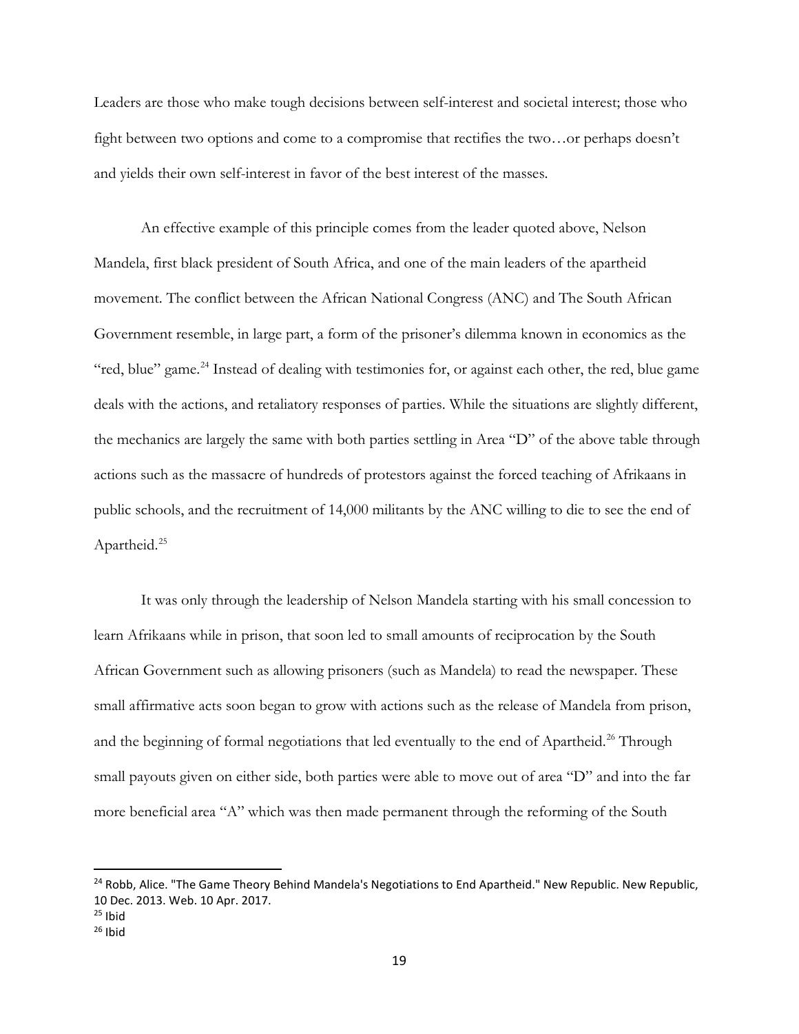Leaders are those who make tough decisions between self-interest and societal interest; those who fight between two options and come to a compromise that rectifies the two…or perhaps doesn't and yields their own self-interest in favor of the best interest of the masses.

An effective example of this principle comes from the leader quoted above, Nelson Mandela, first black president of South Africa, and one of the main leaders of the apartheid movement. The conflict between the African National Congress (ANC) and The South African Government resemble, in large part, a form of the prisoner's dilemma known in economics as the "red, blue" game.[24] Instead of dealing with testimonies for, or against each other, the red, blue game deals with the actions, and retaliatory responses of parties. While the situations are slightly different, the mechanics are largely the same with both parties settling in Area "D" of the above table through actions such as the massacre of hundreds of protestors against the forced teaching of Afrikaans in public schools, and the recruitment of 14,000 militants by the ANC willing to die to see the end of Apartheid.[25]

It was only through the leadership of Nelson Mandela starting with his small concession to learn Afrikaans while in prison, that soon led to small amounts of reciprocation by the South African Government such as allowing prisoners (such as Mandela) to read the newspaper. These small affirmative acts soon began to grow with actions such as the release of Mandela from prison, and the beginning of formal negotiations that led eventually to the end of Apartheid.[26] Through small payouts given on either side, both parties were able to move out of area "D" and into the far more beneficial area "A" which was then made permanent through the reforming of the South

---

[24] Robb, Alice. "The Game Theory Behind Mandela's Negotiations to End Apartheid." New Republic. New Republic, 10 Dec. 2013. Web. 10 Apr. 2017.

[25] Ibid

[26] Ibid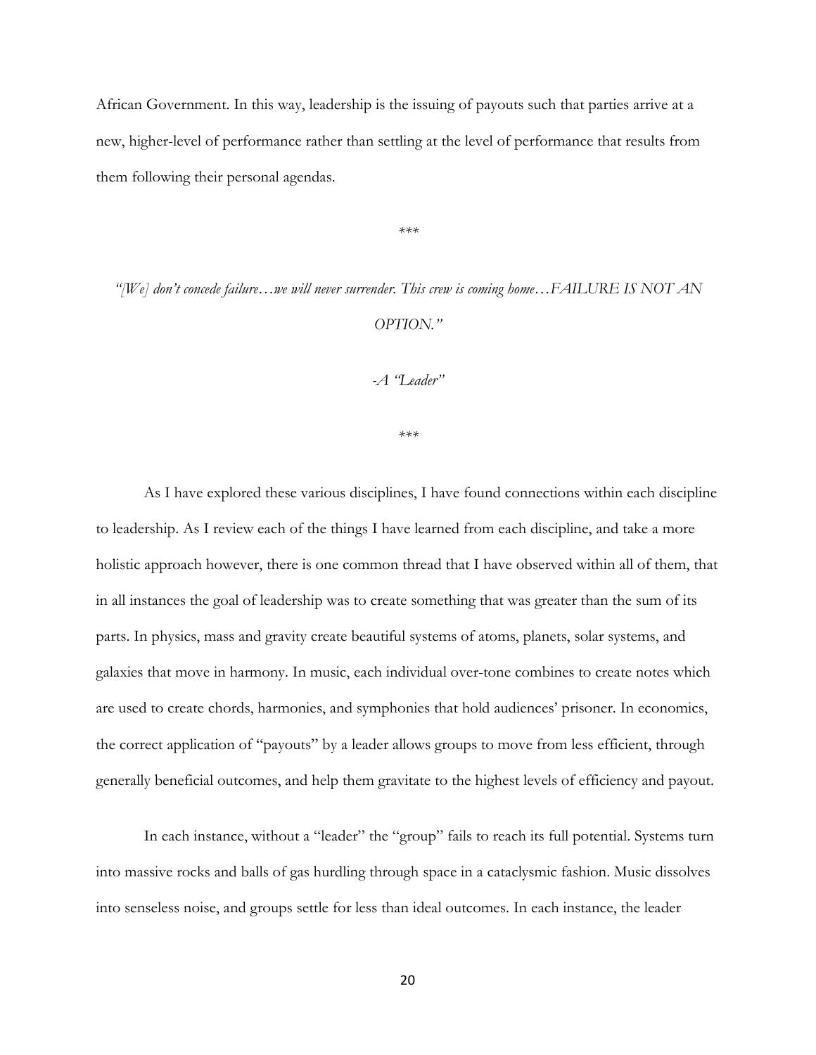African Government. In this way, leadership is the issuing of payouts such that parties arrive at a new, higher-level of performance rather than settling at the level of performance that results from them following their personal agendas.

***

*"[We] don't concede failure…we will never surrender. This crew is coming home…FAILURE IS NOT AN OPTION."*

*-A "Leader"*

***

As I have explored these various disciplines, I have found connections within each discipline to leadership. As I review each of the things I have learned from each discipline, and take a more holistic approach however, there is one common thread that I have observed within all of them, that in all instances the goal of leadership was to create something that was greater than the sum of its parts. In physics, mass and gravity create beautiful systems of atoms, planets, solar systems, and galaxies that move in harmony. In music, each individual over-tone combines to create notes which are used to create chords, harmonies, and symphonies that hold audiences' prisoner. In economics, the correct application of "payouts" by a leader allows groups to move from less efficient, through generally beneficial outcomes, and help them gravitate to the highest levels of efficiency and payout.

In each instance, without a "leader" the "group" fails to reach its full potential. Systems turn into massive rocks and balls of gas hurdling through space in a cataclysmic fashion. Music dissolves into senseless noise, and groups settle for less than ideal outcomes. In each instance, the leader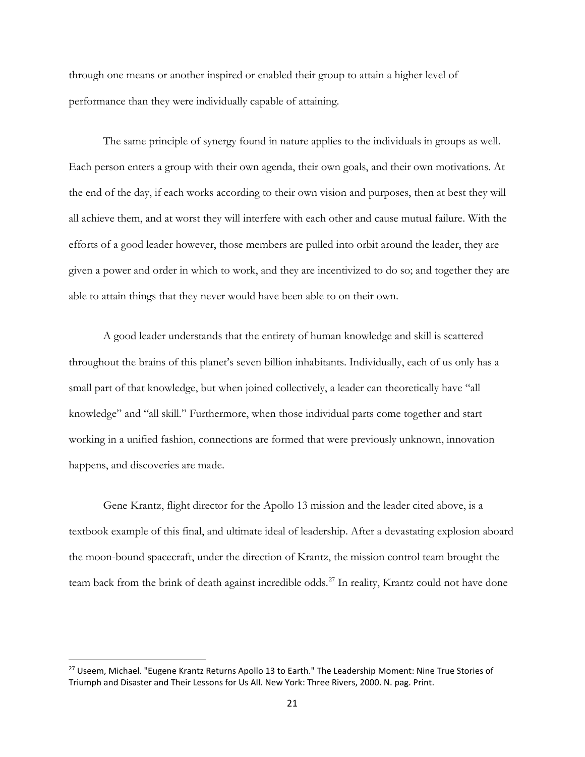through one means or another inspired or enabled their group to attain a higher level of performance than they were individually capable of attaining.

The same principle of synergy found in nature applies to the individuals in groups as well. Each person enters a group with their own agenda, their own goals, and their own motivations. At the end of the day, if each works according to their own vision and purposes, then at best they will all achieve them, and at worst they will interfere with each other and cause mutual failure. With the efforts of a good leader however, those members are pulled into orbit around the leader, they are given a power and order in which to work, and they are incentivized to do so; and together they are able to attain things that they never would have been able to on their own.

A good leader understands that the entirety of human knowledge and skill is scattered throughout the brains of this planet's seven billion inhabitants. Individually, each of us only has a small part of that knowledge, but when joined collectively, a leader can theoretically have "all knowledge" and "all skill." Furthermore, when those individual parts come together and start working in a unified fashion, connections are formed that were previously unknown, innovation happens, and discoveries are made.

Gene Krantz, flight director for the Apollo 13 mission and the leader cited above, is a textbook example of this final, and ultimate ideal of leadership. After a devastating explosion aboard the moon-bound spacecraft, under the direction of Krantz, the mission control team brought the team back from the brink of death against incredible odds.[27] In reality, Krantz could not have done

[27] Useem, Michael. "Eugene Krantz Returns Apollo 13 to Earth." The Leadership Moment: Nine True Stories of Triumph and Disaster and Their Lessons for Us All. New York: Three Rivers, 2000. N. pag. Print.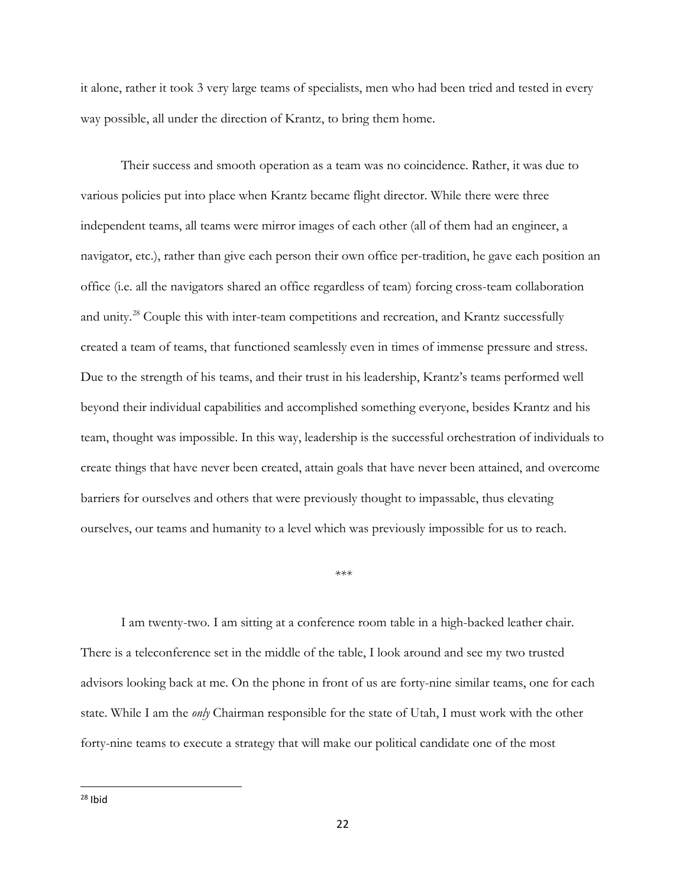it alone, rather it took 3 very large teams of specialists, men who had been tried and tested in every way possible, all under the direction of Krantz, to bring them home.

Their success and smooth operation as a team was no coincidence. Rather, it was due to various policies put into place when Krantz became flight director. While there were three independent teams, all teams were mirror images of each other (all of them had an engineer, a navigator, etc.), rather than give each person their own office per-tradition, he gave each position an office (i.e. all the navigators shared an office regardless of team) forcing cross-team collaboration and unity.[28] Couple this with inter-team competitions and recreation, and Krantz successfully created a team of teams, that functioned seamlessly even in times of immense pressure and stress. Due to the strength of his teams, and their trust in his leadership, Krantz's teams performed well beyond their individual capabilities and accomplished something everyone, besides Krantz and his team, thought was impossible. In this way, leadership is the successful orchestration of individuals to create things that have never been created, attain goals that have never been attained, and overcome barriers for ourselves and others that were previously thought to impassable, thus elevating ourselves, our teams and humanity to a level which was previously impossible for us to reach.

\*\*\*

I am twenty-two. I am sitting at a conference room table in a high-backed leather chair. There is a teleconference set in the middle of the table, I look around and see my two trusted advisors looking back at me. On the phone in front of us are forty-nine similar teams, one for each state. While I am the *only* Chairman responsible for the state of Utah, I must work with the other forty-nine teams to execute a strategy that will make our political candidate one of the most

[28] Ibid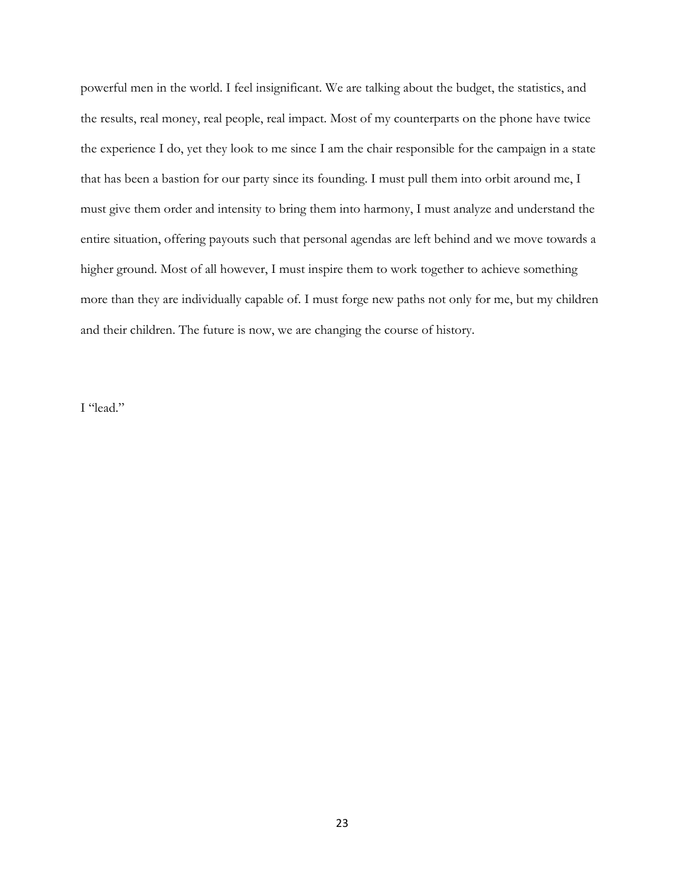powerful men in the world. I feel insignificant. We are talking about the budget, the statistics, and the results, real money, real people, real impact. Most of my counterparts on the phone have twice the experience I do, yet they look to me since I am the chair responsible for the campaign in a state that has been a bastion for our party since its founding. I must pull them into orbit around me, I must give them order and intensity to bring them into harmony, I must analyze and understand the entire situation, offering payouts such that personal agendas are left behind and we move towards a higher ground. Most of all however, I must inspire them to work together to achieve something more than they are individually capable of. I must forge new paths not only for me, but my children and their children. The future is now, we are changing the course of history.

I "lead."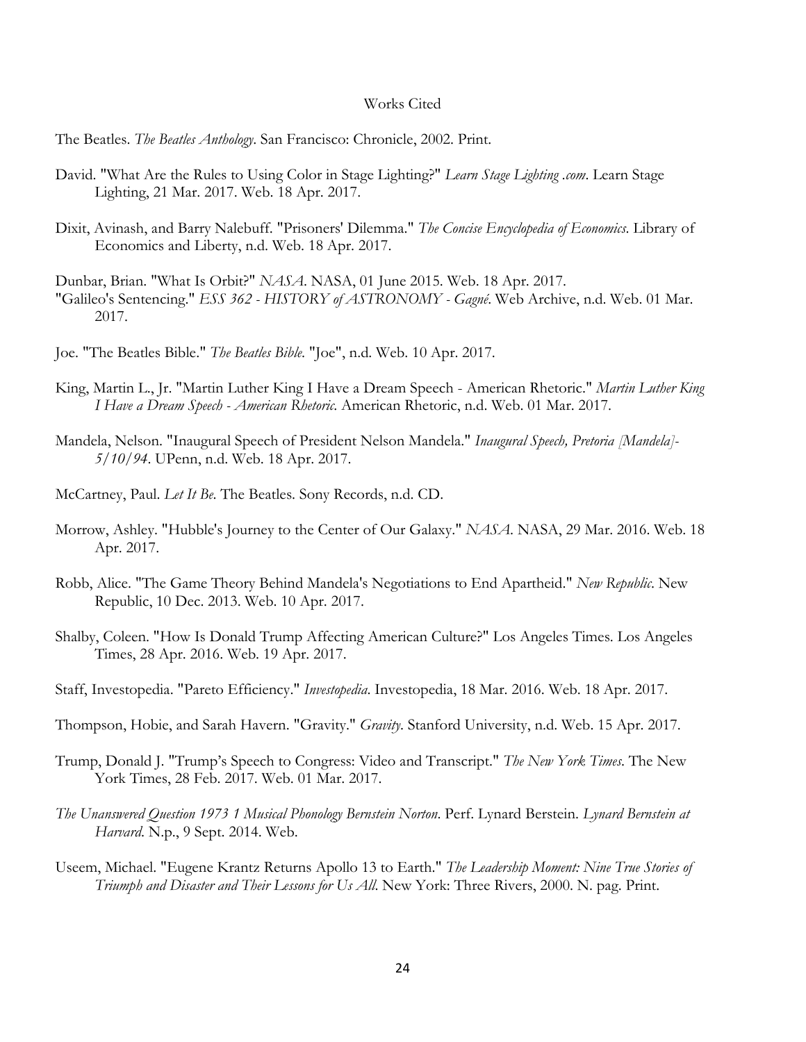Works Cited

The Beatles. *The Beatles Anthology*. San Francisco: Chronicle, 2002. Print.

David. "What Are the Rules to Using Color in Stage Lighting?" *Learn Stage Lighting .com*. Learn Stage Lighting, 21 Mar. 2017. Web. 18 Apr. 2017.

Dixit, Avinash, and Barry Nalebuff. "Prisoners' Dilemma." *The Concise Encyclopedia of Economics*. Library of Economics and Liberty, n.d. Web. 18 Apr. 2017.

Dunbar, Brian. "What Is Orbit?" *NASA*. NASA, 01 June 2015. Web. 18 Apr. 2017.

"Galileo's Sentencing." *ESS 362 - HISTORY of ASTRONOMY - Gagné*. Web Archive, n.d. Web. 01 Mar. 2017.

Joe. "The Beatles Bible." *The Beatles Bible*. "Joe", n.d. Web. 10 Apr. 2017.

King, Martin L., Jr. "Martin Luther King I Have a Dream Speech - American Rhetoric." *Martin Luther King I Have a Dream Speech - American Rhetoric*. American Rhetoric, n.d. Web. 01 Mar. 2017.

Mandela, Nelson. "Inaugural Speech of President Nelson Mandela." *Inaugural Speech, Pretoria [Mandela]- 5/10/94*. UPenn, n.d. Web. 18 Apr. 2017.

McCartney, Paul. *Let It Be*. The Beatles. Sony Records, n.d. CD.

Morrow, Ashley. "Hubble's Journey to the Center of Our Galaxy." *NASA*. NASA, 29 Mar. 2016. Web. 18 Apr. 2017.

Robb, Alice. "The Game Theory Behind Mandela's Negotiations to End Apartheid." *New Republic*. New Republic, 10 Dec. 2013. Web. 10 Apr. 2017.

Shalby, Coleen. "How Is Donald Trump Affecting American Culture?" Los Angeles Times. Los Angeles Times, 28 Apr. 2016. Web. 19 Apr. 2017.

Staff, Investopedia. "Pareto Efficiency." *Investopedia*. Investopedia, 18 Mar. 2016. Web. 18 Apr. 2017.

Thompson, Hobie, and Sarah Havern. "Gravity." *Gravity*. Stanford University, n.d. Web. 15 Apr. 2017.

Trump, Donald J. "Trump's Speech to Congress: Video and Transcript." *The New York Times*. The New York Times, 28 Feb. 2017. Web. 01 Mar. 2017.

*The Unanswered Question 1973 1 Musical Phonology Bernstein Norton*. Perf. Lynard Berstein. *Lynard Bernstein at Harvard*. N.p., 9 Sept. 2014. Web.

Useem, Michael. "Eugene Krantz Returns Apollo 13 to Earth." *The Leadership Moment: Nine True Stories of Triumph and Disaster and Their Lessons for Us All*. New York: Three Rivers, 2000. N. pag. Print.